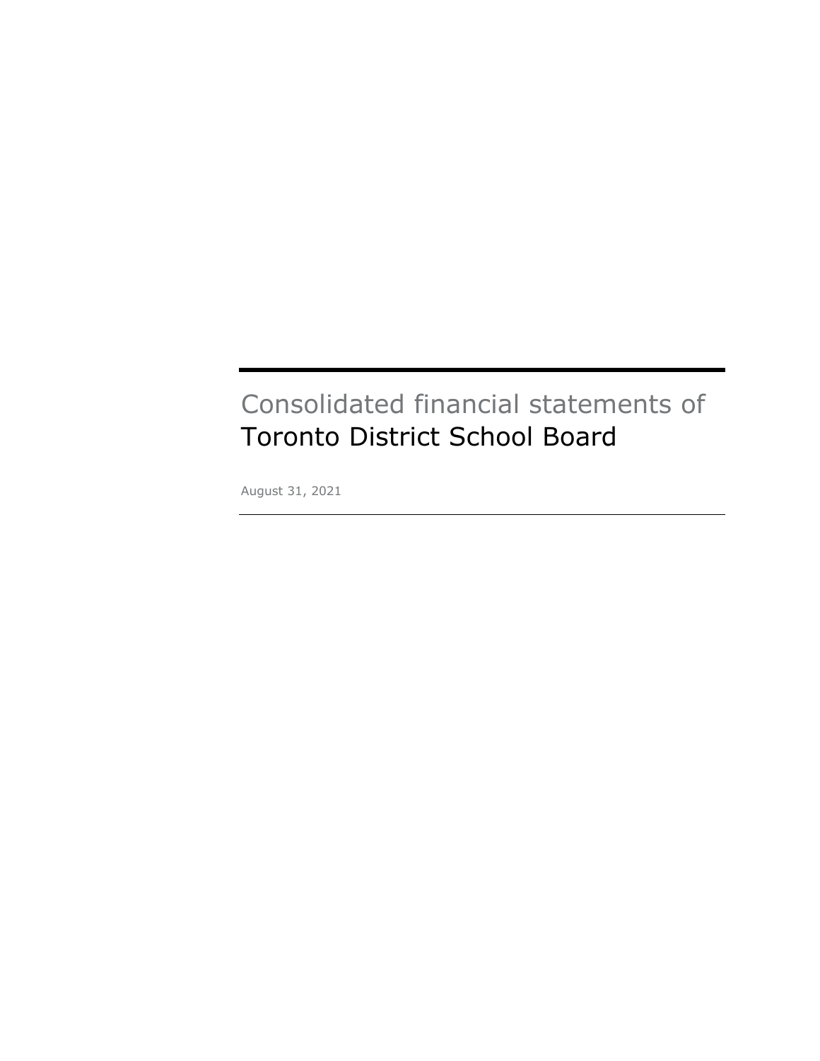# Consolidated financial statements of Toronto District School Board

August 31, 2021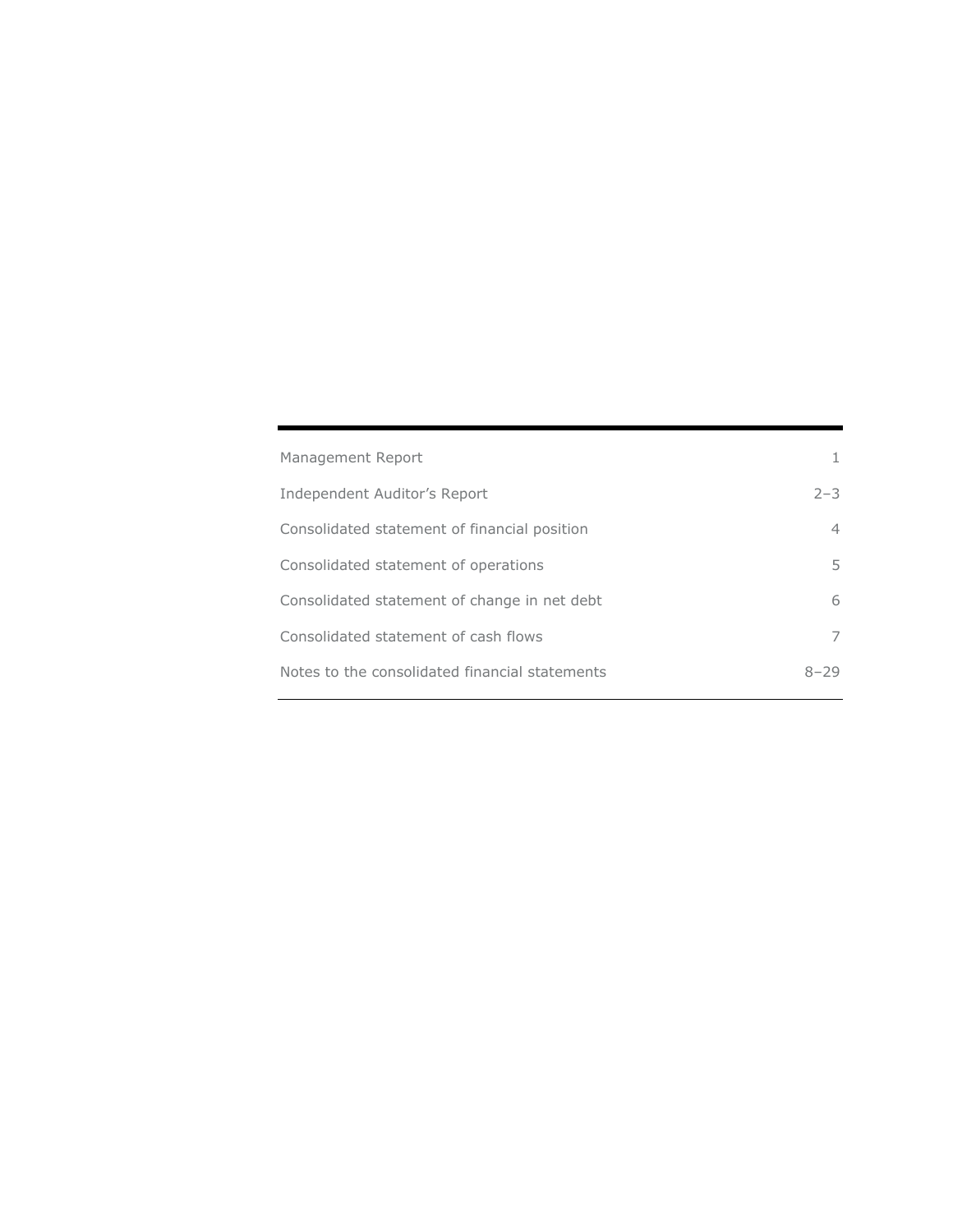| | |
|---|---|
| Management Report | 1 |
| Independent Auditor's Report | 2–3 |
| Consolidated statement of financial position | 4 |
| Consolidated statement of operations | 5 |
| Consolidated statement of change in net debt | 6 |
| Consolidated statement of cash flows | 7 |
| Notes to the consolidated financial statements | 8–29 |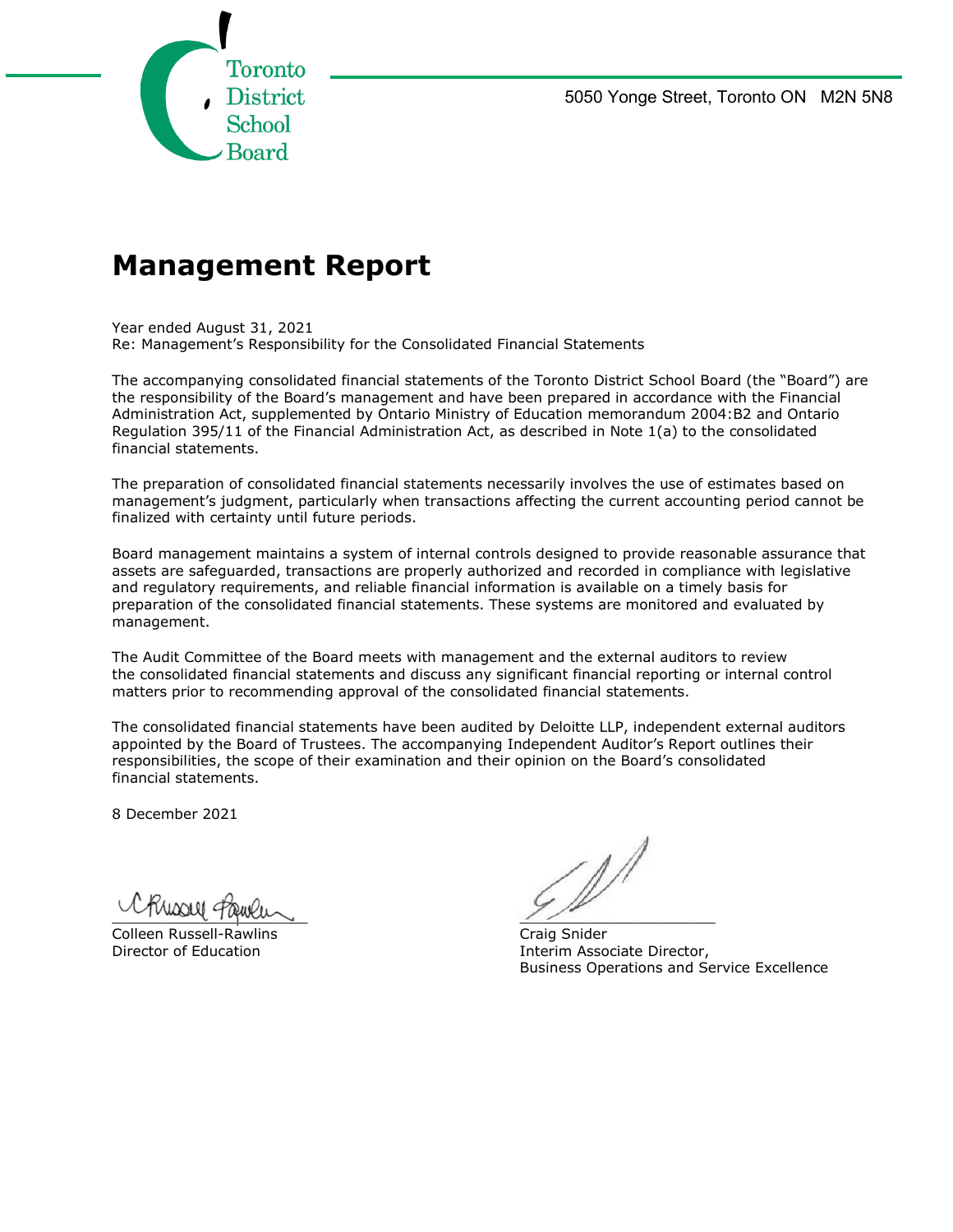Toronto District School Board

5050 Yonge Street, Toronto ON M2N 5N8

# Management Report

Year ended August 31, 2021
Re: Management's Responsibility for the Consolidated Financial Statements

The accompanying consolidated financial statements of the Toronto District School Board (the "Board") are the responsibility of the Board's management and have been prepared in accordance with the Financial Administration Act, supplemented by Ontario Ministry of Education memorandum 2004:B2 and Ontario Regulation 395/11 of the Financial Administration Act, as described in Note 1(a) to the consolidated financial statements.

The preparation of consolidated financial statements necessarily involves the use of estimates based on management's judgment, particularly when transactions affecting the current accounting period cannot be finalized with certainty until future periods.

Board management maintains a system of internal controls designed to provide reasonable assurance that assets are safeguarded, transactions are properly authorized and recorded in compliance with legislative and regulatory requirements, and reliable financial information is available on a timely basis for preparation of the consolidated financial statements. These systems are monitored and evaluated by management.

The Audit Committee of the Board meets with management and the external auditors to review the consolidated financial statements and discuss any significant financial reporting or internal control matters prior to recommending approval of the consolidated financial statements.

The consolidated financial statements have been audited by Deloitte LLP, independent external auditors appointed by the Board of Trustees. The accompanying Independent Auditor's Report outlines their responsibilities, the scope of their examination and their opinion on the Board's consolidated financial statements.

8 December 2021

Colleen Russell-Rawlins
Director of Education

Craig Snider
Interim Associate Director,
Business Operations and Service Excellence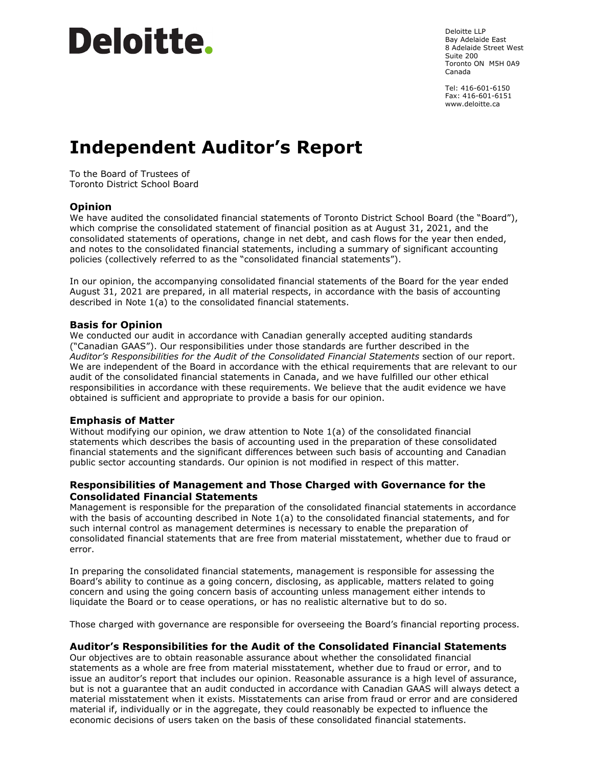Deloitte.

Deloitte LLP
Bay Adelaide East
8 Adelaide Street West
Suite 200
Toronto ON M5H 0A9
Canada

Tel: 416-601-6150
Fax: 416-601-6151
www.deloitte.ca

# Independent Auditor's Report

To the Board of Trustees of
Toronto District School Board

## Opinion

We have audited the consolidated financial statements of Toronto District School Board (the "Board"), which comprise the consolidated statement of financial position as at August 31, 2021, and the consolidated statements of operations, change in net debt, and cash flows for the year then ended, and notes to the consolidated financial statements, including a summary of significant accounting policies (collectively referred to as the "consolidated financial statements").

In our opinion, the accompanying consolidated financial statements of the Board for the year ended August 31, 2021 are prepared, in all material respects, in accordance with the basis of accounting described in Note 1(a) to the consolidated financial statements.

## Basis for Opinion

We conducted our audit in accordance with Canadian generally accepted auditing standards ("Canadian GAAS"). Our responsibilities under those standards are further described in the *Auditor's Responsibilities for the Audit of the Consolidated Financial Statements* section of our report. We are independent of the Board in accordance with the ethical requirements that are relevant to our audit of the consolidated financial statements in Canada, and we have fulfilled our other ethical responsibilities in accordance with these requirements. We believe that the audit evidence we have obtained is sufficient and appropriate to provide a basis for our opinion.

## Emphasis of Matter

Without modifying our opinion, we draw attention to Note 1(a) of the consolidated financial statements which describes the basis of accounting used in the preparation of these consolidated financial statements and the significant differences between such basis of accounting and Canadian public sector accounting standards. Our opinion is not modified in respect of this matter.

## Responsibilities of Management and Those Charged with Governance for the Consolidated Financial Statements

Management is responsible for the preparation of the consolidated financial statements in accordance with the basis of accounting described in Note 1(a) to the consolidated financial statements, and for such internal control as management determines is necessary to enable the preparation of consolidated financial statements that are free from material misstatement, whether due to fraud or error.

In preparing the consolidated financial statements, management is responsible for assessing the Board's ability to continue as a going concern, disclosing, as applicable, matters related to going concern and using the going concern basis of accounting unless management either intends to liquidate the Board or to cease operations, or has no realistic alternative but to do so.

Those charged with governance are responsible for overseeing the Board's financial reporting process.

## Auditor's Responsibilities for the Audit of the Consolidated Financial Statements

Our objectives are to obtain reasonable assurance about whether the consolidated financial statements as a whole are free from material misstatement, whether due to fraud or error, and to issue an auditor's report that includes our opinion. Reasonable assurance is a high level of assurance, but is not a guarantee that an audit conducted in accordance with Canadian GAAS will always detect a material misstatement when it exists. Misstatements can arise from fraud or error and are considered material if, individually or in the aggregate, they could reasonably be expected to influence the economic decisions of users taken on the basis of these consolidated financial statements.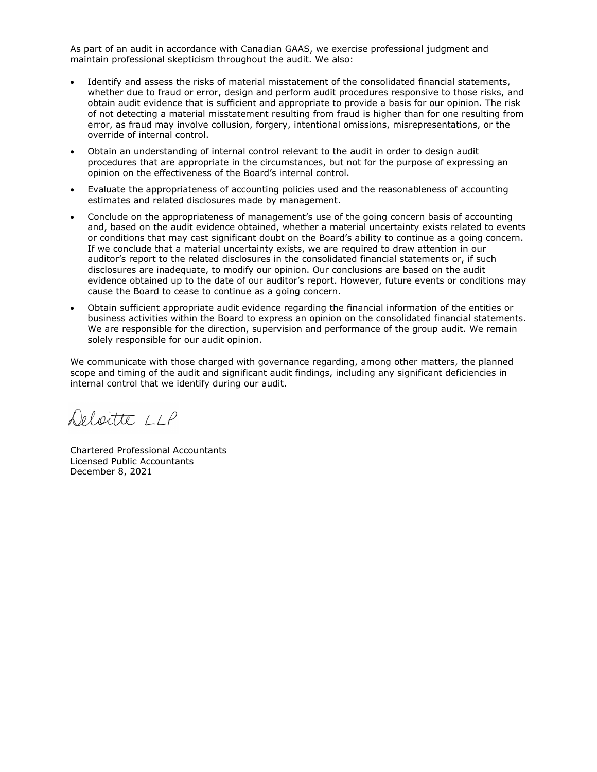As part of an audit in accordance with Canadian GAAS, we exercise professional judgment and maintain professional skepticism throughout the audit. We also:

- Identify and assess the risks of material misstatement of the consolidated financial statements, whether due to fraud or error, design and perform audit procedures responsive to those risks, and obtain audit evidence that is sufficient and appropriate to provide a basis for our opinion. The risk of not detecting a material misstatement resulting from fraud is higher than for one resulting from error, as fraud may involve collusion, forgery, intentional omissions, misrepresentations, or the override of internal control.
- Obtain an understanding of internal control relevant to the audit in order to design audit procedures that are appropriate in the circumstances, but not for the purpose of expressing an opinion on the effectiveness of the Board's internal control.
- Evaluate the appropriateness of accounting policies used and the reasonableness of accounting estimates and related disclosures made by management.
- Conclude on the appropriateness of management's use of the going concern basis of accounting and, based on the audit evidence obtained, whether a material uncertainty exists related to events or conditions that may cast significant doubt on the Board's ability to continue as a going concern. If we conclude that a material uncertainty exists, we are required to draw attention in our auditor's report to the related disclosures in the consolidated financial statements or, if such disclosures are inadequate, to modify our opinion. Our conclusions are based on the audit evidence obtained up to the date of our auditor's report. However, future events or conditions may cause the Board to cease to continue as a going concern.
- Obtain sufficient appropriate audit evidence regarding the financial information of the entities or business activities within the Board to express an opinion on the consolidated financial statements. We are responsible for the direction, supervision and performance of the group audit. We remain solely responsible for our audit opinion.

We communicate with those charged with governance regarding, among other matters, the planned scope and timing of the audit and significant audit findings, including any significant deficiencies in internal control that we identify during our audit.

Deloitte LLP

Chartered Professional Accountants
Licensed Public Accountants
December 8, 2021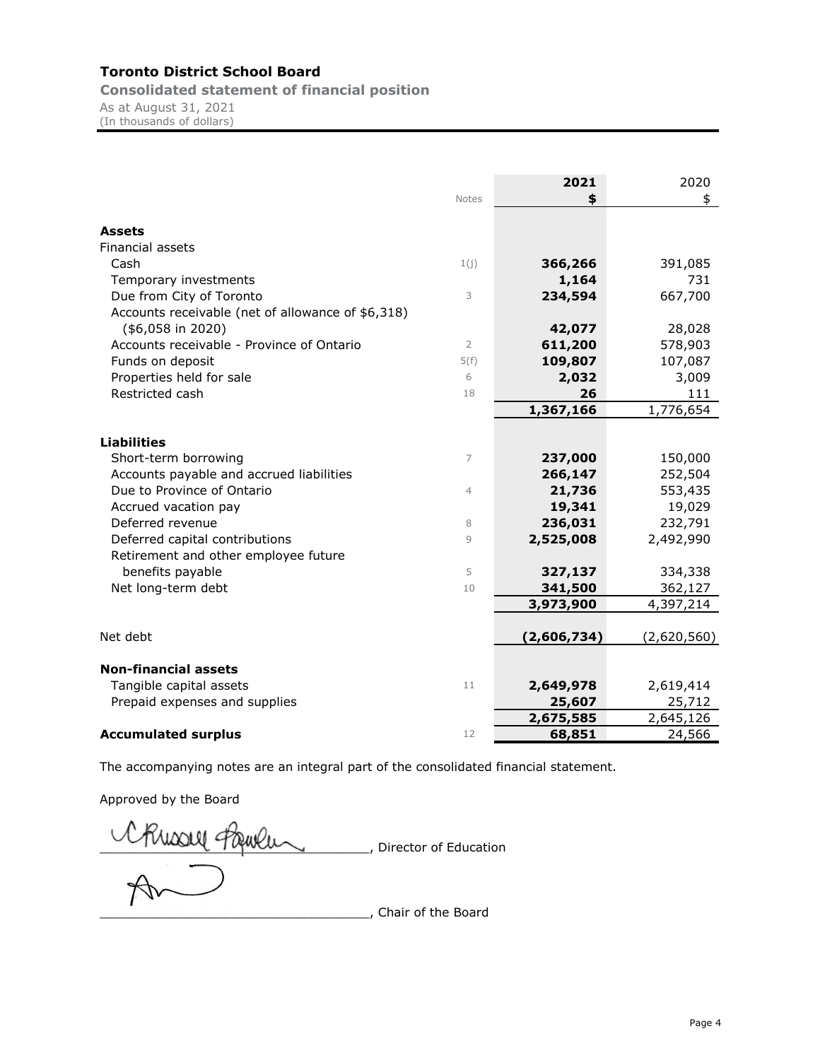# Toronto District School Board

## Consolidated statement of financial position

As at August 31, 2021
(In thousands of dollars)

| | Notes | 2021 $ | 2020 $ |
|---|---|---|---|
| **Assets** | | | |
| Financial assets | | | |
| Cash | 1(j) | **366,266** | 391,085 |
| Temporary investments | | **1,164** | 731 |
| Due from City of Toronto | 3 | **234,594** | 667,700 |
| Accounts receivable (net of allowance of $6,318) ($6,058 in 2020) | | **42,077** | 28,028 |
| Accounts receivable - Province of Ontario | 2 | **611,200** | 578,903 |
| Funds on deposit | 5(f) | **109,807** | 107,087 |
| Properties held for sale | 6 | **2,032** | 3,009 |
| Restricted cash | 18 | **26** | 111 |
| | | **1,367,166** | 1,776,654 |
| **Liabilities** | | | |
| Short-term borrowing | 7 | **237,000** | 150,000 |
| Accounts payable and accrued liabilities | | **266,147** | 252,504 |
| Due to Province of Ontario | 4 | **21,736** | 553,435 |
| Accrued vacation pay | | **19,341** | 19,029 |
| Deferred revenue | 8 | **236,031** | 232,791 |
| Deferred capital contributions | 9 | **2,525,008** | 2,492,990 |
| Retirement and other employee future benefits payable | 5 | **327,137** | 334,338 |
| Net long-term debt | 10 | **341,500** | 362,127 |
| | | **3,973,900** | 4,397,214 |
| Net debt | | **(2,606,734)** | (2,620,560) |
| **Non-financial assets** | | | |
| Tangible capital assets | 11 | **2,649,978** | 2,619,414 |
| Prepaid expenses and supplies | | **25,607** | 25,712 |
| | | **2,675,585** | 2,645,126 |
| **Accumulated surplus** | 12 | **68,851** | 24,566 |

The accompanying notes are an integral part of the consolidated financial statement.

Approved by the Board

_________________________________, Director of Education

_________________________________, Chair of the Board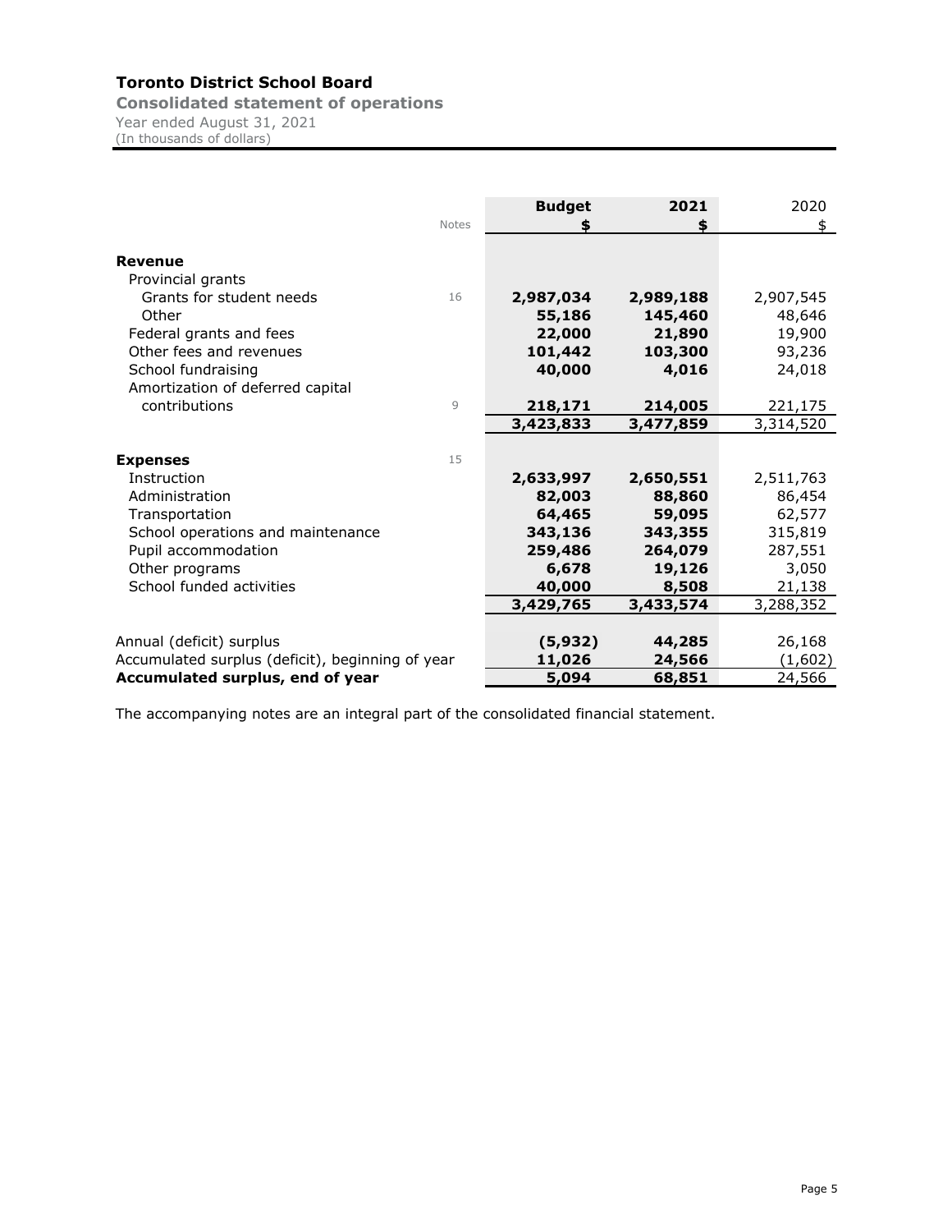# Toronto District School Board

**Consolidated statement of operations**

Year ended August 31, 2021
(In thousands of dollars)

| | Notes | Budget $ | 2021 $ | 2020 $ |
|---|---|---|---|---|
| **Revenue** | | | | |
| Provincial grants | | | | |
| Grants for student needs | 16 | **2,987,034** | **2,989,188** | 2,907,545 |
| Other | | **55,186** | **145,460** | 48,646 |
| Federal grants and fees | | **22,000** | **21,890** | 19,900 |
| Other fees and revenues | | **101,442** | **103,300** | 93,236 |
| School fundraising | | **40,000** | **4,016** | 24,018 |
| Amortization of deferred capital contributions | 9 | **218,171** | **214,005** | 221,175 |
| | | **3,423,833** | **3,477,859** | 3,314,520 |
| **Expenses** | 15 | | | |
| Instruction | | **2,633,997** | **2,650,551** | 2,511,763 |
| Administration | | **82,003** | **88,860** | 86,454 |
| Transportation | | **64,465** | **59,095** | 62,577 |
| School operations and maintenance | | **343,136** | **343,355** | 315,819 |
| Pupil accommodation | | **259,486** | **264,079** | 287,551 |
| Other programs | | **6,678** | **19,126** | 3,050 |
| School funded activities | | **40,000** | **8,508** | 21,138 |
| | | **3,429,765** | **3,433,574** | 3,288,352 |
| Annual (deficit) surplus | | **(5,932)** | **44,285** | 26,168 |
| Accumulated surplus (deficit), beginning of year | | **11,026** | **24,566** | (1,602) |
| **Accumulated surplus, end of year** | | **5,094** | **68,851** | 24,566 |

The accompanying notes are an integral part of the consolidated financial statement.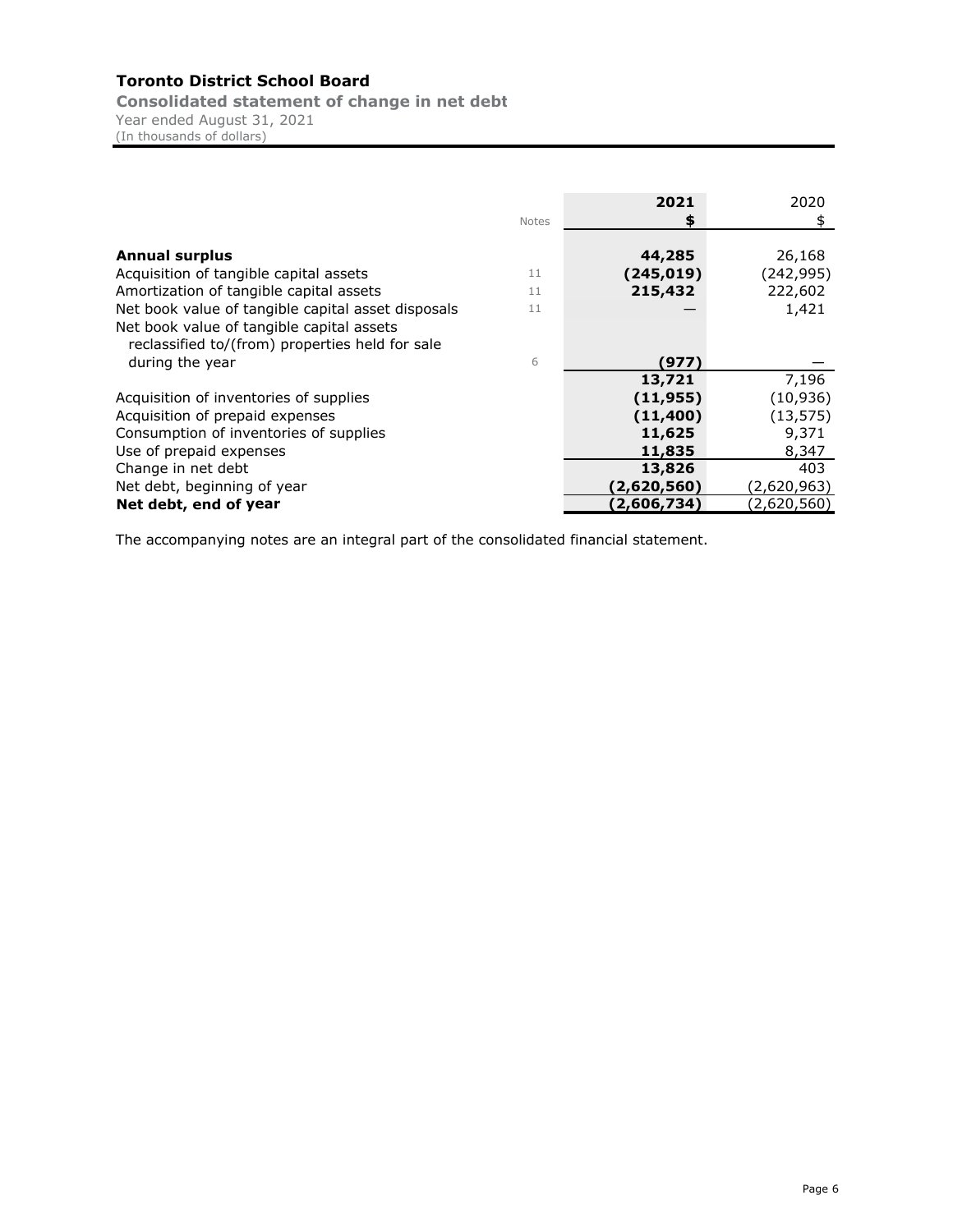# Toronto District School Board

**Consolidated statement of change in net debt**

Year ended August 31, 2021

(In thousands of dollars)

| | Notes | 2021<br>$ | 2020<br>$ |
|---|---|---|---|
| **Annual surplus** | | **44,285** | 26,168 |
| Acquisition of tangible capital assets | 11 | **(245,019)** | (242,995) |
| Amortization of tangible capital assets | 11 | **215,432** | 222,602 |
| Net book value of tangible capital asset disposals | 11 | **—** | 1,421 |
| Net book value of tangible capital assets reclassified to/(from) properties held for sale during the year | 6 | **(977)** | — |
| | | **13,721** | 7,196 |
| Acquisition of inventories of supplies | | **(11,955)** | (10,936) |
| Acquisition of prepaid expenses | | **(11,400)** | (13,575) |
| Consumption of inventories of supplies | | **11,625** | 9,371 |
| Use of prepaid expenses | | **11,835** | 8,347 |
| Change in net debt | | **13,826** | 403 |
| Net debt, beginning of year | | **(2,620,560)** | (2,620,963) |
| **Net debt, end of year** | | **(2,606,734)** | (2,620,560) |

The accompanying notes are an integral part of the consolidated financial statement.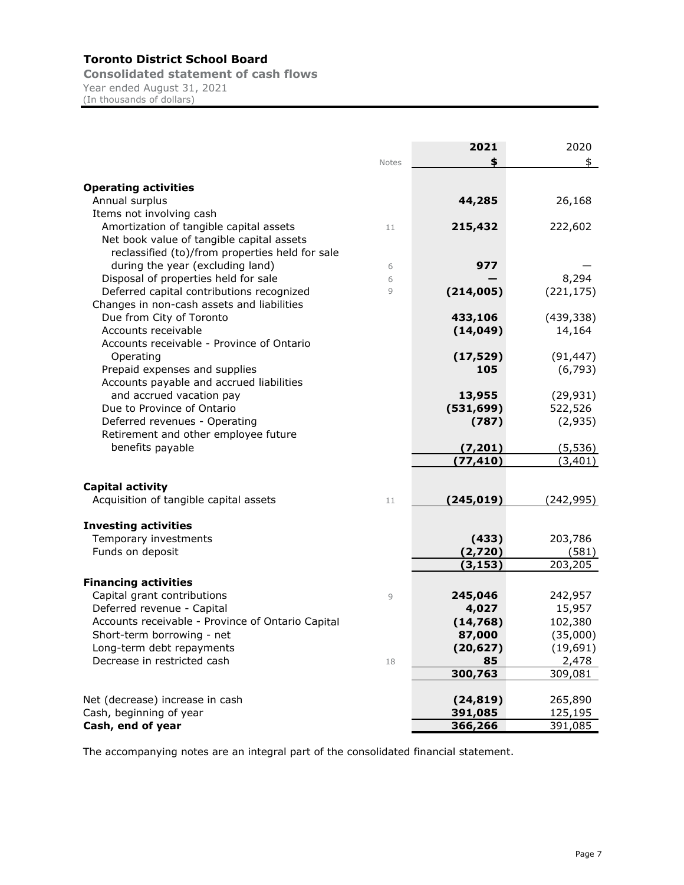# Toronto District School Board

**Consolidated statement of cash flows**

Year ended August 31, 2021

(In thousands of dollars)

| | Notes | 2021 | 2020 |
|---|---|---|---|
| | | $ | $ |
| **Operating activities** | | | |
| Annual surplus | | **44,285** | 26,168 |
| Items not involving cash | | | |
| Amortization of tangible capital assets | 11 | **215,432** | 222,602 |
| Net book value of tangible capital assets reclassified (to)/from properties held for sale during the year (excluding land) | 6 | **977** | — |
| Disposal of properties held for sale | 6 | **—** | 8,294 |
| Deferred capital contributions recognized | 9 | **(214,005)** | (221,175) |
| Changes in non-cash assets and liabilities | | | |
| Due from City of Toronto | | **433,106** | (439,338) |
| Accounts receivable | | **(14,049)** | 14,164 |
| Accounts receivable - Province of Ontario Operating | | **(17,529)** | (91,447) |
| Prepaid expenses and supplies | | **105** | (6,793) |
| Accounts payable and accrued liabilities and accrued vacation pay | | **13,955** | (29,931) |
| Due to Province of Ontario | | **(531,699)** | 522,526 |
| Deferred revenues - Operating | | **(787)** | (2,935) |
| Retirement and other employee future benefits payable | | **(7,201)** | (5,536) |
| | | **(77,410)** | (3,401) |
| **Capital activity** | | | |
| Acquisition of tangible capital assets | 11 | **(245,019)** | (242,995) |
| **Investing activities** | | | |
| Temporary investments | | **(433)** | 203,786 |
| Funds on deposit | | **(2,720)** | (581) |
| | | **(3,153)** | 203,205 |
| **Financing activities** | | | |
| Capital grant contributions | 9 | **245,046** | 242,957 |
| Deferred revenue - Capital | | **4,027** | 15,957 |
| Accounts receivable - Province of Ontario Capital | | **(14,768)** | 102,380 |
| Short-term borrowing - net | | **87,000** | (35,000) |
| Long-term debt repayments | | **(20,627)** | (19,691) |
| Decrease in restricted cash | 18 | **85** | 2,478 |
| | | **300,763** | 309,081 |
| Net (decrease) increase in cash | | **(24,819)** | 265,890 |
| Cash, beginning of year | | **391,085** | 125,195 |
| **Cash, end of year** | | **366,266** | 391,085 |

The accompanying notes are an integral part of the consolidated financial statement.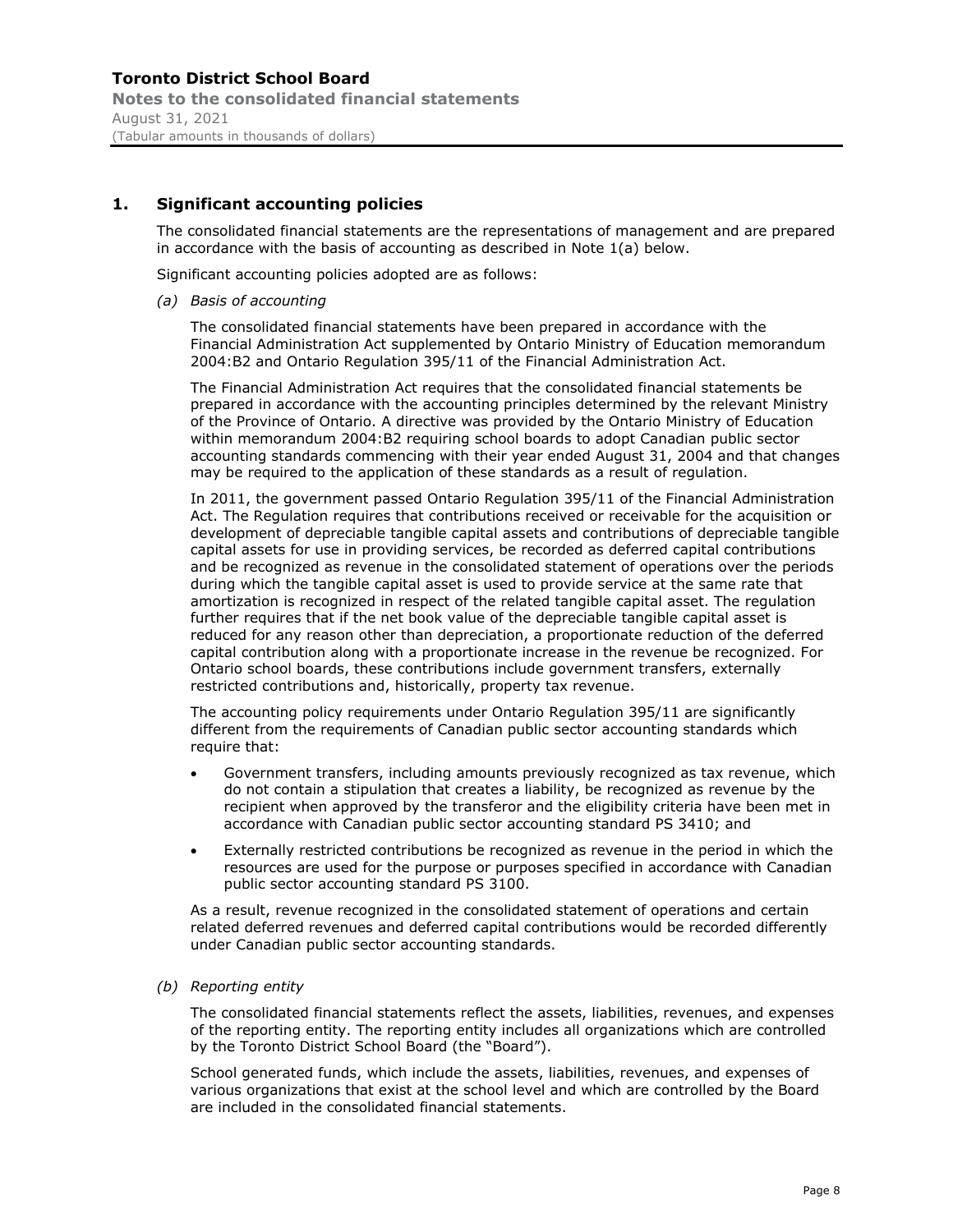## 1. Significant accounting policies

The consolidated financial statements are the representations of management and are prepared in accordance with the basis of accounting as described in Note 1(a) below.

Significant accounting policies adopted are as follows:

*(a) Basis of accounting*

The consolidated financial statements have been prepared in accordance with the Financial Administration Act supplemented by Ontario Ministry of Education memorandum 2004:B2 and Ontario Regulation 395/11 of the Financial Administration Act.

The Financial Administration Act requires that the consolidated financial statements be prepared in accordance with the accounting principles determined by the relevant Ministry of the Province of Ontario. A directive was provided by the Ontario Ministry of Education within memorandum 2004:B2 requiring school boards to adopt Canadian public sector accounting standards commencing with their year ended August 31, 2004 and that changes may be required to the application of these standards as a result of regulation.

In 2011, the government passed Ontario Regulation 395/11 of the Financial Administration Act. The Regulation requires that contributions received or receivable for the acquisition or development of depreciable tangible capital assets and contributions of depreciable tangible capital assets for use in providing services, be recorded as deferred capital contributions and be recognized as revenue in the consolidated statement of operations over the periods during which the tangible capital asset is used to provide service at the same rate that amortization is recognized in respect of the related tangible capital asset. The regulation further requires that if the net book value of the depreciable tangible capital asset is reduced for any reason other than depreciation, a proportionate reduction of the deferred capital contribution along with a proportionate increase in the revenue be recognized. For Ontario school boards, these contributions include government transfers, externally restricted contributions and, historically, property tax revenue.

The accounting policy requirements under Ontario Regulation 395/11 are significantly different from the requirements of Canadian public sector accounting standards which require that:

- Government transfers, including amounts previously recognized as tax revenue, which do not contain a stipulation that creates a liability, be recognized as revenue by the recipient when approved by the transferor and the eligibility criteria have been met in accordance with Canadian public sector accounting standard PS 3410; and
- Externally restricted contributions be recognized as revenue in the period in which the resources are used for the purpose or purposes specified in accordance with Canadian public sector accounting standard PS 3100.

As a result, revenue recognized in the consolidated statement of operations and certain related deferred revenues and deferred capital contributions would be recorded differently under Canadian public sector accounting standards.

*(b) Reporting entity*

The consolidated financial statements reflect the assets, liabilities, revenues, and expenses of the reporting entity. The reporting entity includes all organizations which are controlled by the Toronto District School Board (the "Board").

School generated funds, which include the assets, liabilities, revenues, and expenses of various organizations that exist at the school level and which are controlled by the Board are included in the consolidated financial statements.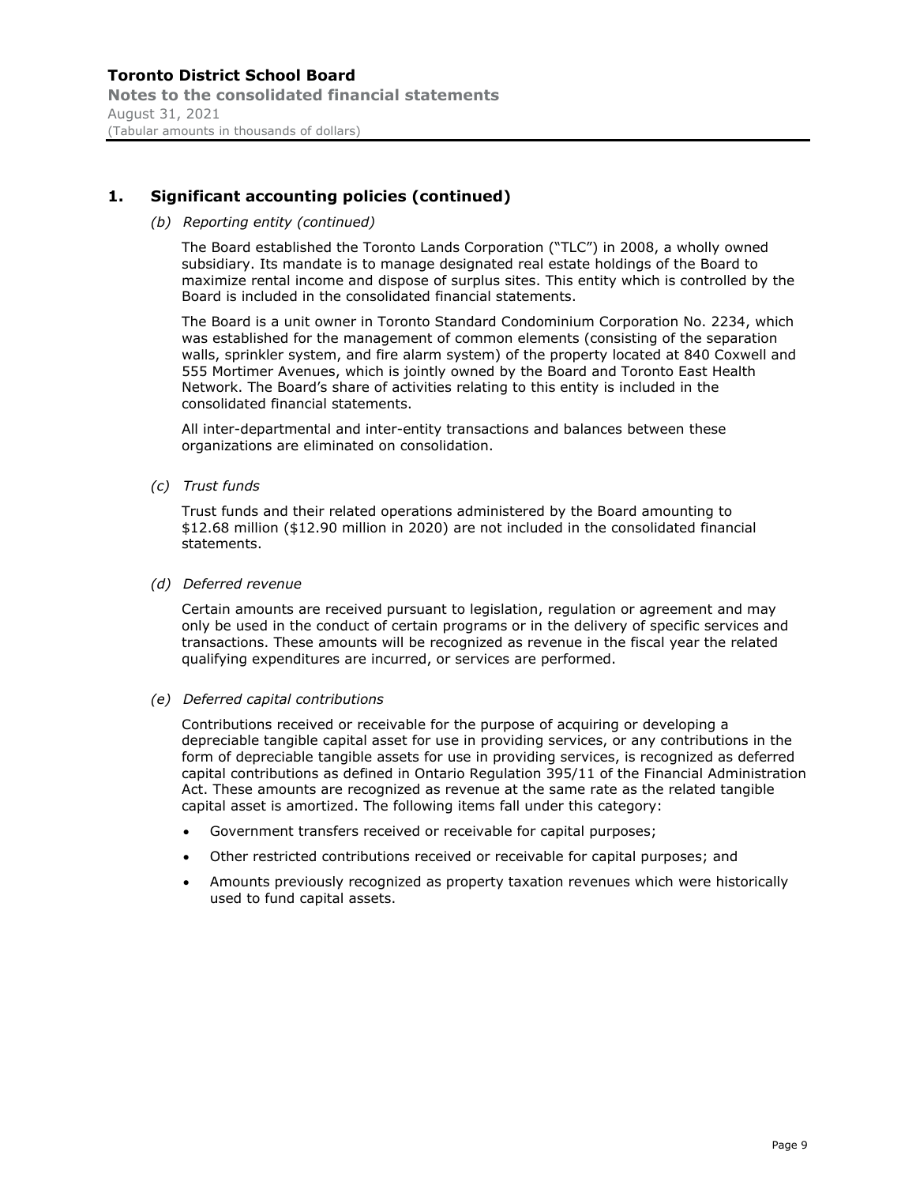## 1. Significant accounting policies (continued)

*(b) Reporting entity (continued)*

The Board established the Toronto Lands Corporation ("TLC") in 2008, a wholly owned subsidiary. Its mandate is to manage designated real estate holdings of the Board to maximize rental income and dispose of surplus sites. This entity which is controlled by the Board is included in the consolidated financial statements.

The Board is a unit owner in Toronto Standard Condominium Corporation No. 2234, which was established for the management of common elements (consisting of the separation walls, sprinkler system, and fire alarm system) of the property located at 840 Coxwell and 555 Mortimer Avenues, which is jointly owned by the Board and Toronto East Health Network. The Board's share of activities relating to this entity is included in the consolidated financial statements.

All inter-departmental and inter-entity transactions and balances between these organizations are eliminated on consolidation.

*(c) Trust funds*

Trust funds and their related operations administered by the Board amounting to $12.68 million ($12.90 million in 2020) are not included in the consolidated financial statements.

*(d) Deferred revenue*

Certain amounts are received pursuant to legislation, regulation or agreement and may only be used in the conduct of certain programs or in the delivery of specific services and transactions. These amounts will be recognized as revenue in the fiscal year the related qualifying expenditures are incurred, or services are performed.

*(e) Deferred capital contributions*

Contributions received or receivable for the purpose of acquiring or developing a depreciable tangible capital asset for use in providing services, or any contributions in the form of depreciable tangible assets for use in providing services, is recognized as deferred capital contributions as defined in Ontario Regulation 395/11 of the Financial Administration Act. These amounts are recognized as revenue at the same rate as the related tangible capital asset is amortized. The following items fall under this category:

- Government transfers received or receivable for capital purposes;
- Other restricted contributions received or receivable for capital purposes; and
- Amounts previously recognized as property taxation revenues which were historically used to fund capital assets.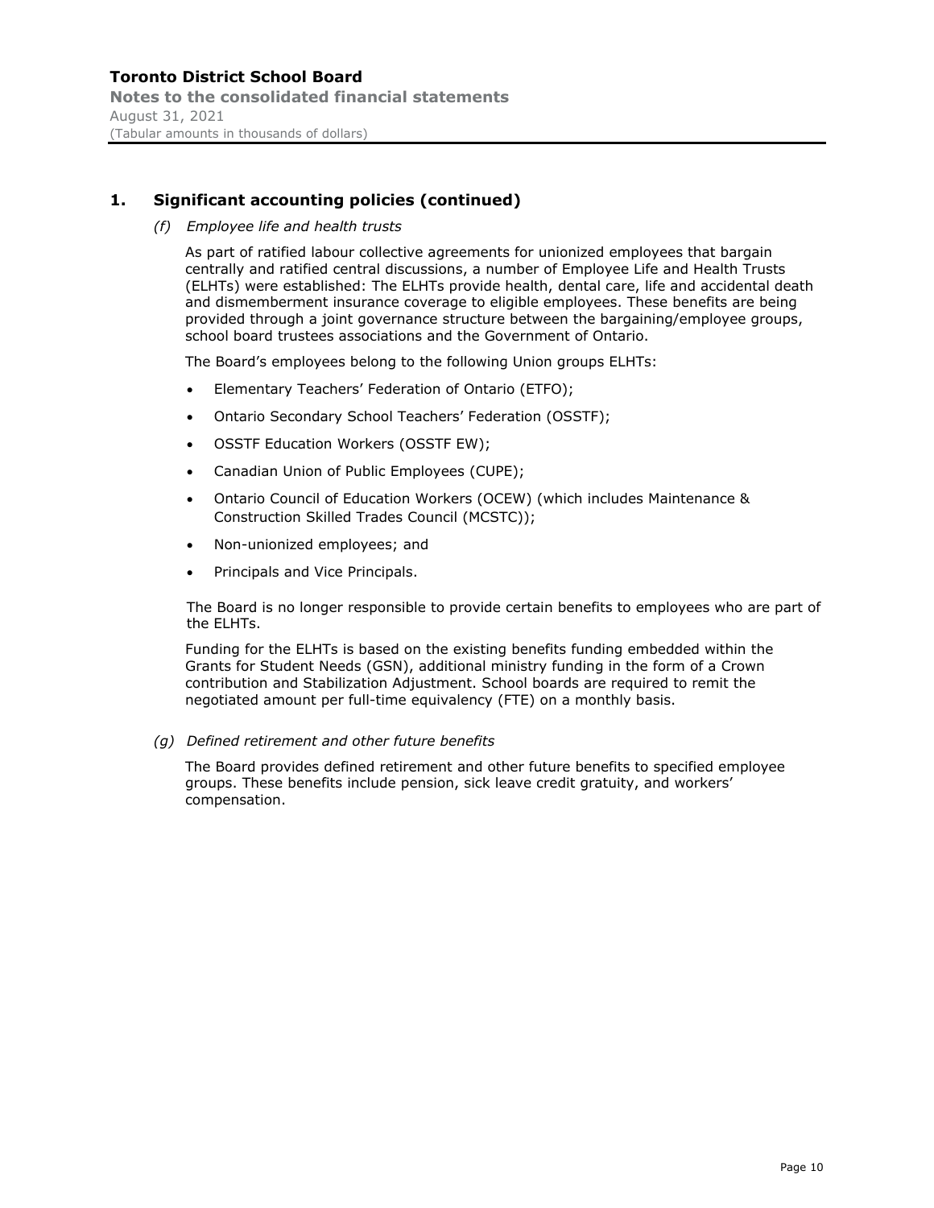## 1. Significant accounting policies (continued)

*(f) Employee life and health trusts*

As part of ratified labour collective agreements for unionized employees that bargain centrally and ratified central discussions, a number of Employee Life and Health Trusts (ELHTs) were established: The ELHTs provide health, dental care, life and accidental death and dismemberment insurance coverage to eligible employees. These benefits are being provided through a joint governance structure between the bargaining/employee groups, school board trustees associations and the Government of Ontario.

The Board's employees belong to the following Union groups ELHTs:

- Elementary Teachers' Federation of Ontario (ETFO);
- Ontario Secondary School Teachers' Federation (OSSTF);
- OSSTF Education Workers (OSSTF EW);
- Canadian Union of Public Employees (CUPE);
- Ontario Council of Education Workers (OCEW) (which includes Maintenance & Construction Skilled Trades Council (MCSTC));
- Non-unionized employees; and
- Principals and Vice Principals.

The Board is no longer responsible to provide certain benefits to employees who are part of the ELHTs.

Funding for the ELHTs is based on the existing benefits funding embedded within the Grants for Student Needs (GSN), additional ministry funding in the form of a Crown contribution and Stabilization Adjustment. School boards are required to remit the negotiated amount per full-time equivalency (FTE) on a monthly basis.

*(g) Defined retirement and other future benefits*

The Board provides defined retirement and other future benefits to specified employee groups. These benefits include pension, sick leave credit gratuity, and workers' compensation.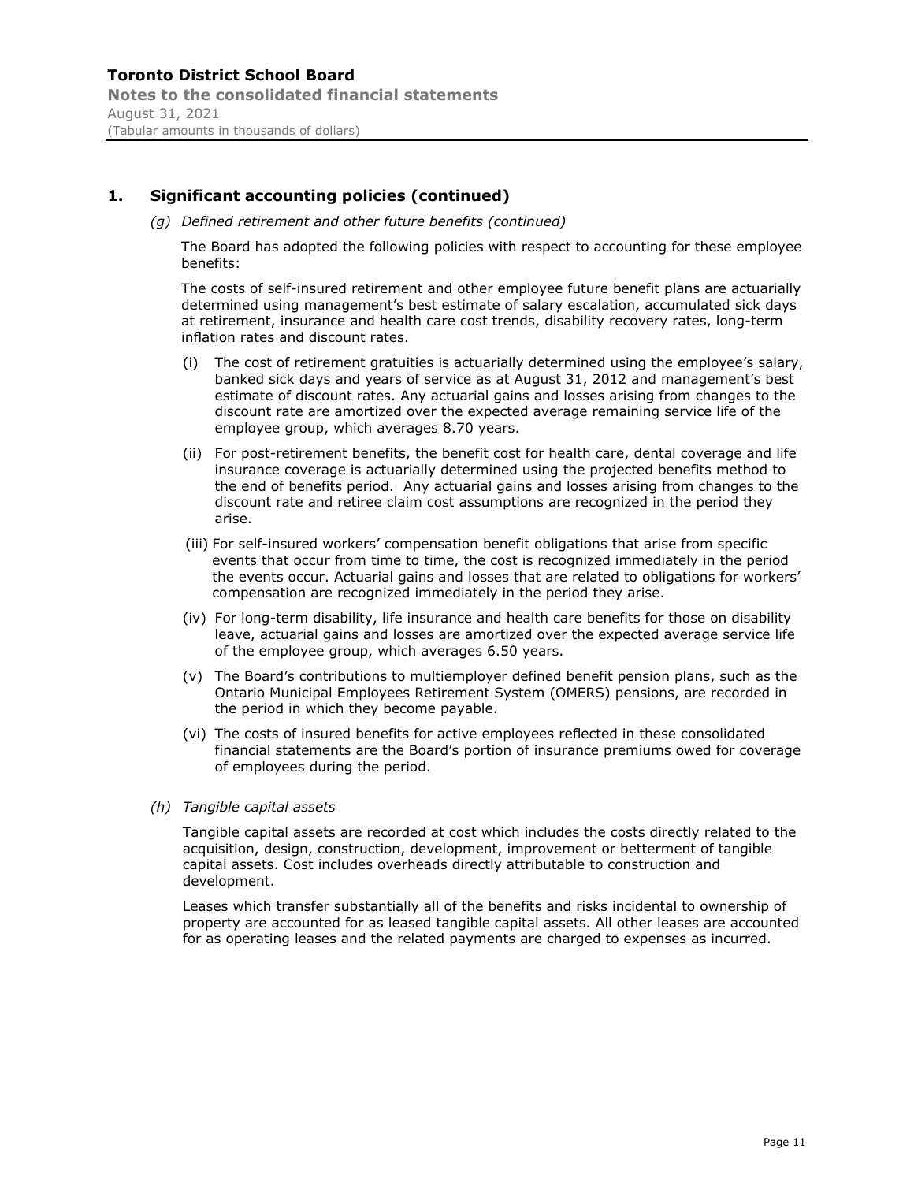## 1. Significant accounting policies (continued)

*(g) Defined retirement and other future benefits (continued)*

The Board has adopted the following policies with respect to accounting for these employee benefits:

The costs of self-insured retirement and other employee future benefit plans are actuarially determined using management's best estimate of salary escalation, accumulated sick days at retirement, insurance and health care cost trends, disability recovery rates, long-term inflation rates and discount rates.

(i) The cost of retirement gratuities is actuarially determined using the employee's salary, banked sick days and years of service as at August 31, 2012 and management's best estimate of discount rates. Any actuarial gains and losses arising from changes to the discount rate are amortized over the expected average remaining service life of the employee group, which averages 8.70 years.

(ii) For post-retirement benefits, the benefit cost for health care, dental coverage and life insurance coverage is actuarially determined using the projected benefits method to the end of benefits period. Any actuarial gains and losses arising from changes to the discount rate and retiree claim cost assumptions are recognized in the period they arise.

(iii) For self-insured workers' compensation benefit obligations that arise from specific events that occur from time to time, the cost is recognized immediately in the period the events occur. Actuarial gains and losses that are related to obligations for workers' compensation are recognized immediately in the period they arise.

(iv) For long-term disability, life insurance and health care benefits for those on disability leave, actuarial gains and losses are amortized over the expected average service life of the employee group, which averages 6.50 years.

(v) The Board's contributions to multiemployer defined benefit pension plans, such as the Ontario Municipal Employees Retirement System (OMERS) pensions, are recorded in the period in which they become payable.

(vi) The costs of insured benefits for active employees reflected in these consolidated financial statements are the Board's portion of insurance premiums owed for coverage of employees during the period.

*(h) Tangible capital assets*

Tangible capital assets are recorded at cost which includes the costs directly related to the acquisition, design, construction, development, improvement or betterment of tangible capital assets. Cost includes overheads directly attributable to construction and development.

Leases which transfer substantially all of the benefits and risks incidental to ownership of property are accounted for as leased tangible capital assets. All other leases are accounted for as operating leases and the related payments are charged to expenses as incurred.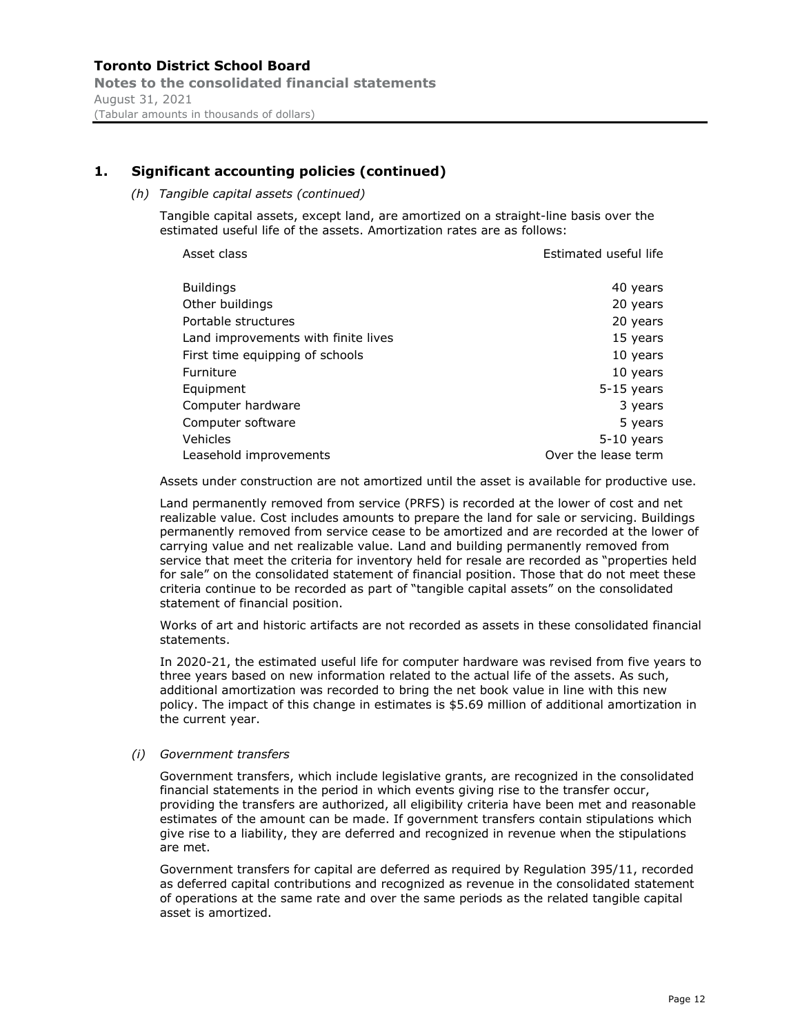## 1. Significant accounting policies (continued)

*(h) Tangible capital assets (continued)*

Tangible capital assets, except land, are amortized on a straight-line basis over the estimated useful life of the assets. Amortization rates are as follows:

| Asset class | Estimated useful life |
|---|---|
| Buildings | 40 years |
| Other buildings | 20 years |
| Portable structures | 20 years |
| Land improvements with finite lives | 15 years |
| First time equipping of schools | 10 years |
| Furniture | 10 years |
| Equipment | 5-15 years |
| Computer hardware | 3 years |
| Computer software | 5 years |
| Vehicles | 5-10 years |
| Leasehold improvements | Over the lease term |

Assets under construction are not amortized until the asset is available for productive use.

Land permanently removed from service (PRFS) is recorded at the lower of cost and net realizable value. Cost includes amounts to prepare the land for sale or servicing. Buildings permanently removed from service cease to be amortized and are recorded at the lower of carrying value and net realizable value. Land and building permanently removed from service that meet the criteria for inventory held for resale are recorded as "properties held for sale" on the consolidated statement of financial position. Those that do not meet these criteria continue to be recorded as part of "tangible capital assets" on the consolidated statement of financial position.

Works of art and historic artifacts are not recorded as assets in these consolidated financial statements.

In 2020-21, the estimated useful life for computer hardware was revised from five years to three years based on new information related to the actual life of the assets. As such, additional amortization was recorded to bring the net book value in line with this new policy. The impact of this change in estimates is $5.69 million of additional amortization in the current year.

*(i) Government transfers*

Government transfers, which include legislative grants, are recognized in the consolidated financial statements in the period in which events giving rise to the transfer occur, providing the transfers are authorized, all eligibility criteria have been met and reasonable estimates of the amount can be made. If government transfers contain stipulations which give rise to a liability, they are deferred and recognized in revenue when the stipulations are met.

Government transfers for capital are deferred as required by Regulation 395/11, recorded as deferred capital contributions and recognized as revenue in the consolidated statement of operations at the same rate and over the same periods as the related tangible capital asset is amortized.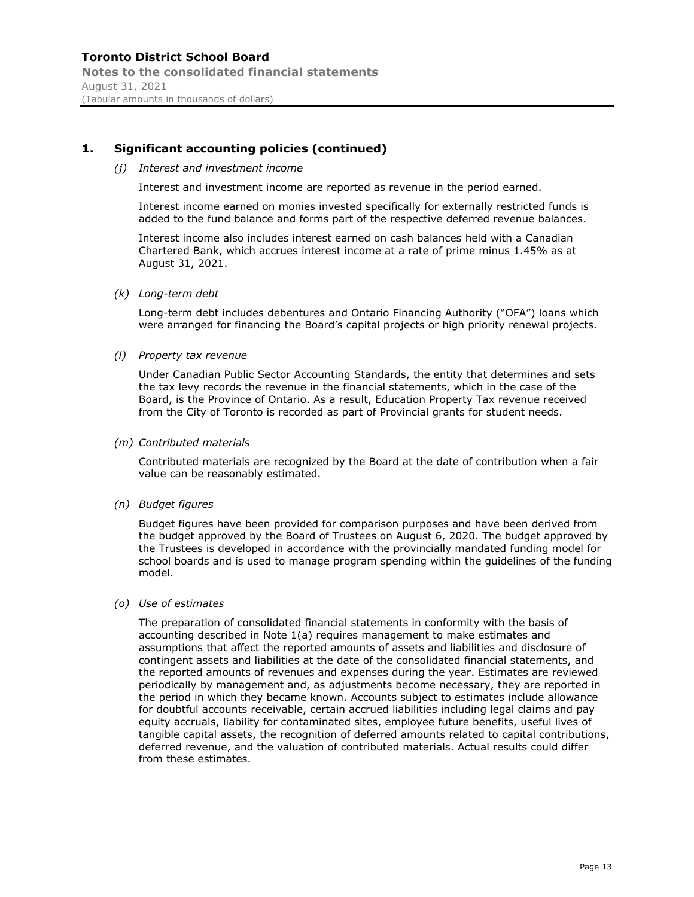## 1. Significant accounting policies (continued)

*(j) Interest and investment income*

Interest and investment income are reported as revenue in the period earned.

Interest income earned on monies invested specifically for externally restricted funds is added to the fund balance and forms part of the respective deferred revenue balances.

Interest income also includes interest earned on cash balances held with a Canadian Chartered Bank, which accrues interest income at a rate of prime minus 1.45% as at August 31, 2021.

*(k) Long-term debt*

Long-term debt includes debentures and Ontario Financing Authority ("OFA") loans which were arranged for financing the Board's capital projects or high priority renewal projects.

*(l) Property tax revenue*

Under Canadian Public Sector Accounting Standards, the entity that determines and sets the tax levy records the revenue in the financial statements, which in the case of the Board, is the Province of Ontario. As a result, Education Property Tax revenue received from the City of Toronto is recorded as part of Provincial grants for student needs.

*(m) Contributed materials*

Contributed materials are recognized by the Board at the date of contribution when a fair value can be reasonably estimated.

*(n) Budget figures*

Budget figures have been provided for comparison purposes and have been derived from the budget approved by the Board of Trustees on August 6, 2020. The budget approved by the Trustees is developed in accordance with the provincially mandated funding model for school boards and is used to manage program spending within the guidelines of the funding model.

*(o) Use of estimates*

The preparation of consolidated financial statements in conformity with the basis of accounting described in Note 1(a) requires management to make estimates and assumptions that affect the reported amounts of assets and liabilities and disclosure of contingent assets and liabilities at the date of the consolidated financial statements, and the reported amounts of revenues and expenses during the year. Estimates are reviewed periodically by management and, as adjustments become necessary, they are reported in the period in which they became known. Accounts subject to estimates include allowance for doubtful accounts receivable, certain accrued liabilities including legal claims and pay equity accruals, liability for contaminated sites, employee future benefits, useful lives of tangible capital assets, the recognition of deferred amounts related to capital contributions, deferred revenue, and the valuation of contributed materials. Actual results could differ from these estimates.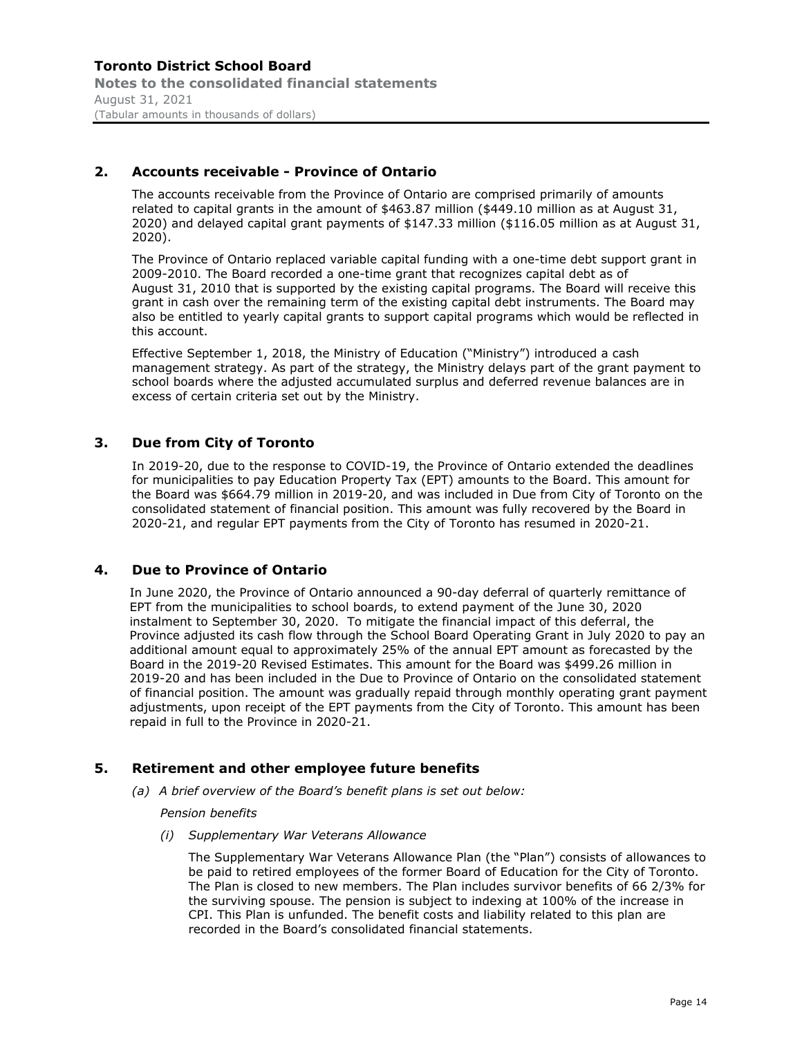## 2. Accounts receivable - Province of Ontario

The accounts receivable from the Province of Ontario are comprised primarily of amounts related to capital grants in the amount of $463.87 million ($449.10 million as at August 31, 2020) and delayed capital grant payments of $147.33 million ($116.05 million as at August 31, 2020).

The Province of Ontario replaced variable capital funding with a one-time debt support grant in 2009-2010. The Board recorded a one-time grant that recognizes capital debt as of August 31, 2010 that is supported by the existing capital programs. The Board will receive this grant in cash over the remaining term of the existing capital debt instruments. The Board may also be entitled to yearly capital grants to support capital programs which would be reflected in this account.

Effective September 1, 2018, the Ministry of Education ("Ministry") introduced a cash management strategy. As part of the strategy, the Ministry delays part of the grant payment to school boards where the adjusted accumulated surplus and deferred revenue balances are in excess of certain criteria set out by the Ministry.

## 3. Due from City of Toronto

In 2019-20, due to the response to COVID-19, the Province of Ontario extended the deadlines for municipalities to pay Education Property Tax (EPT) amounts to the Board. This amount for the Board was $664.79 million in 2019-20, and was included in Due from City of Toronto on the consolidated statement of financial position. This amount was fully recovered by the Board in 2020-21, and regular EPT payments from the City of Toronto has resumed in 2020-21.

## 4. Due to Province of Ontario

In June 2020, the Province of Ontario announced a 90-day deferral of quarterly remittance of EPT from the municipalities to school boards, to extend payment of the June 30, 2020 instalment to September 30, 2020. To mitigate the financial impact of this deferral, the Province adjusted its cash flow through the School Board Operating Grant in July 2020 to pay an additional amount equal to approximately 25% of the annual EPT amount as forecasted by the Board in the 2019-20 Revised Estimates. This amount for the Board was $499.26 million in 2019-20 and has been included in the Due to Province of Ontario on the consolidated statement of financial position. The amount was gradually repaid through monthly operating grant payment adjustments, upon receipt of the EPT payments from the City of Toronto. This amount has been repaid in full to the Province in 2020-21.

## 5. Retirement and other employee future benefits

*(a) A brief overview of the Board's benefit plans is set out below:*

*Pension benefits*

*(i) Supplementary War Veterans Allowance*

The Supplementary War Veterans Allowance Plan (the "Plan") consists of allowances to be paid to retired employees of the former Board of Education for the City of Toronto. The Plan is closed to new members. The Plan includes survivor benefits of 66 2/3% for the surviving spouse. The pension is subject to indexing at 100% of the increase in CPI. This Plan is unfunded. The benefit costs and liability related to this plan are recorded in the Board's consolidated financial statements.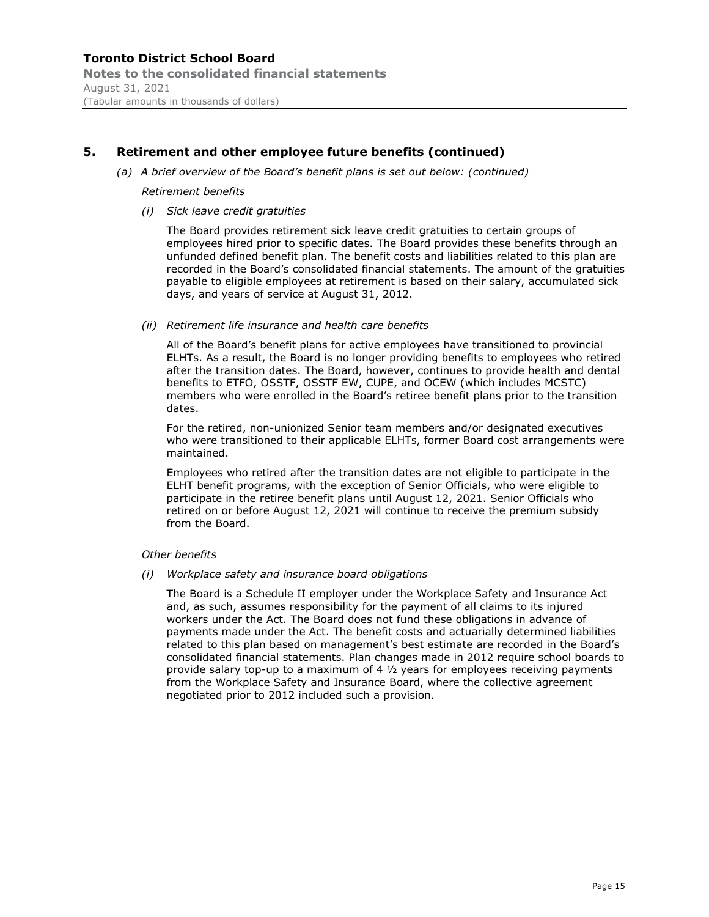## 5. Retirement and other employee future benefits (continued)

*(a) A brief overview of the Board's benefit plans is set out below: (continued)*

*Retirement benefits*

*(i) Sick leave credit gratuities*

The Board provides retirement sick leave credit gratuities to certain groups of employees hired prior to specific dates. The Board provides these benefits through an unfunded defined benefit plan. The benefit costs and liabilities related to this plan are recorded in the Board's consolidated financial statements. The amount of the gratuities payable to eligible employees at retirement is based on their salary, accumulated sick days, and years of service at August 31, 2012.

*(ii) Retirement life insurance and health care benefits*

All of the Board's benefit plans for active employees have transitioned to provincial ELHTs. As a result, the Board is no longer providing benefits to employees who retired after the transition dates. The Board, however, continues to provide health and dental benefits to ETFO, OSSTF, OSSTF EW, CUPE, and OCEW (which includes MCSTC) members who were enrolled in the Board's retiree benefit plans prior to the transition dates.

For the retired, non-unionized Senior team members and/or designated executives who were transitioned to their applicable ELHTs, former Board cost arrangements were maintained.

Employees who retired after the transition dates are not eligible to participate in the ELHT benefit programs, with the exception of Senior Officials, who were eligible to participate in the retiree benefit plans until August 12, 2021. Senior Officials who retired on or before August 12, 2021 will continue to receive the premium subsidy from the Board.

*Other benefits*

*(i) Workplace safety and insurance board obligations*

The Board is a Schedule II employer under the Workplace Safety and Insurance Act and, as such, assumes responsibility for the payment of all claims to its injured workers under the Act. The Board does not fund these obligations in advance of payments made under the Act. The benefit costs and actuarially determined liabilities related to this plan based on management's best estimate are recorded in the Board's consolidated financial statements. Plan changes made in 2012 require school boards to provide salary top-up to a maximum of 4 ½ years for employees receiving payments from the Workplace Safety and Insurance Board, where the collective agreement negotiated prior to 2012 included such a provision.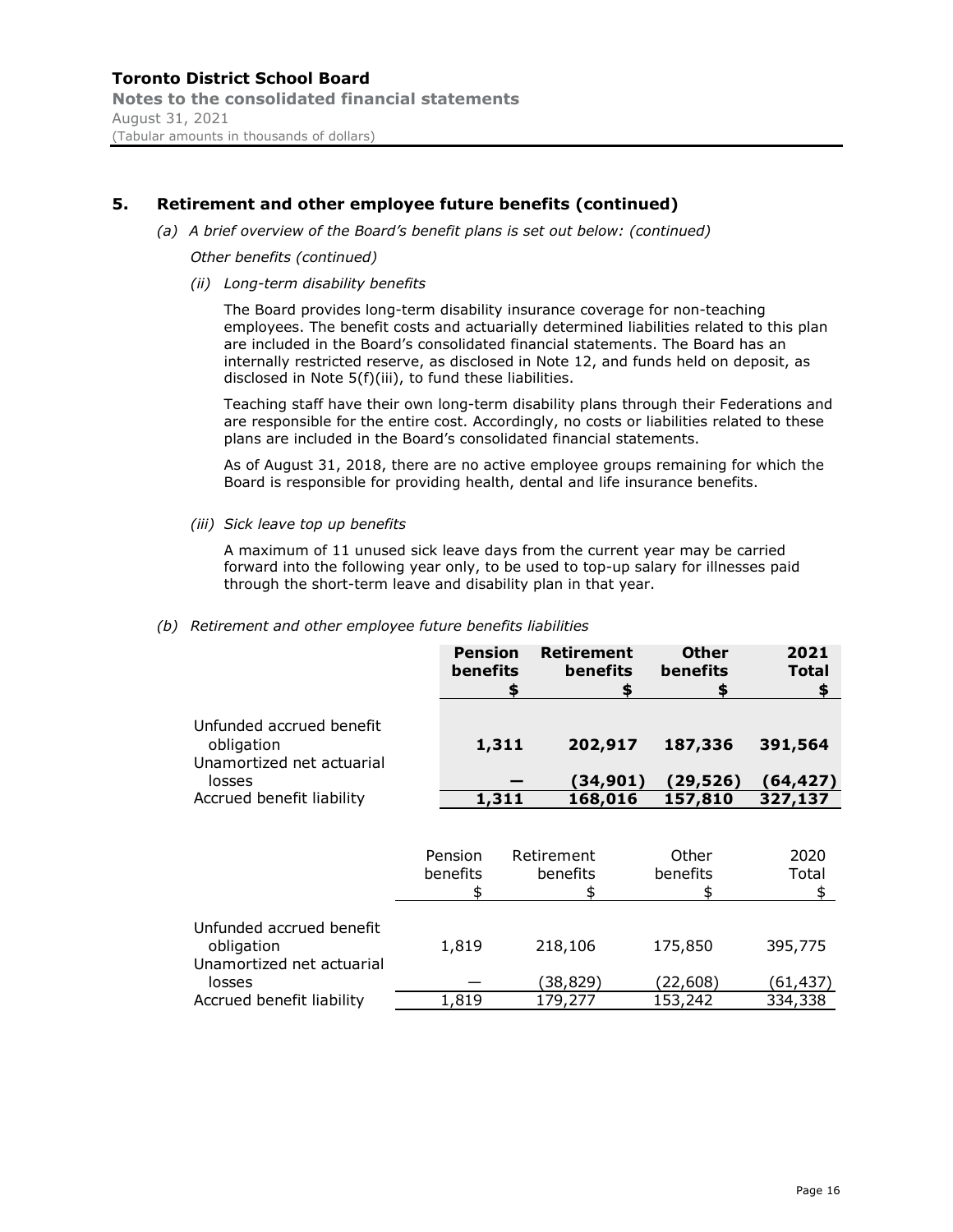**Toronto District School Board**
**Notes to the consolidated financial statements**
August 31, 2021
(Tabular amounts in thousands of dollars)

## 5. Retirement and other employee future benefits (continued)

*(a) A brief overview of the Board's benefit plans is set out below: (continued)*

*Other benefits (continued)*

*(ii) Long-term disability benefits*

The Board provides long-term disability insurance coverage for non-teaching employees. The benefit costs and actuarially determined liabilities related to this plan are included in the Board's consolidated financial statements. The Board has an internally restricted reserve, as disclosed in Note 12, and funds held on deposit, as disclosed in Note 5(f)(iii), to fund these liabilities.

Teaching staff have their own long-term disability plans through their Federations and are responsible for the entire cost. Accordingly, no costs or liabilities related to these plans are included in the Board's consolidated financial statements.

As of August 31, 2018, there are no active employee groups remaining for which the Board is responsible for providing health, dental and life insurance benefits.

*(iii) Sick leave top up benefits*

A maximum of 11 unused sick leave days from the current year may be carried forward into the following year only, to be used to top-up salary for illnesses paid through the short-term leave and disability plan in that year.

*(b) Retirement and other employee future benefits liabilities*

| | **Pension benefits $** | **Retirement benefits $** | **Other benefits $** | **2021 Total $** |
|---|---|---|---|---|
| Unfunded accrued benefit obligation | **1,311** | **202,917** | **187,336** | **391,564** |
| Unamortized net actuarial losses | **—** | **(34,901)** | **(29,526)** | **(64,427)** |
| Accrued benefit liability | **1,311** | **168,016** | **157,810** | **327,137** |

| | Pension benefits $ | Retirement benefits $ | Other benefits $ | 2020 Total $ |
|---|---|---|---|---|
| Unfunded accrued benefit obligation | 1,819 | 218,106 | 175,850 | 395,775 |
| Unamortized net actuarial losses | — | (38,829) | (22,608) | (61,437) |
| Accrued benefit liability | 1,819 | 179,277 | 153,242 | 334,338 |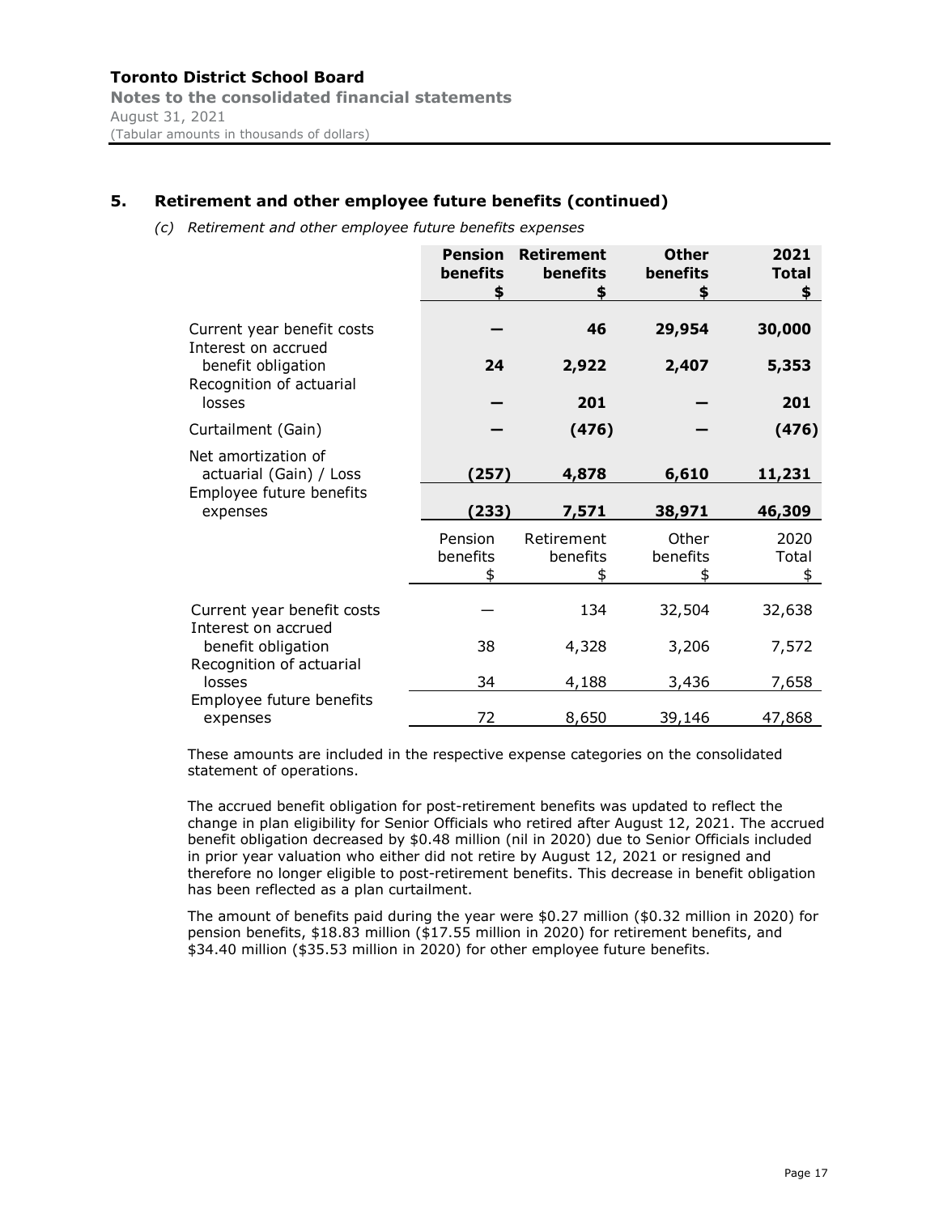## 5. Retirement and other employee future benefits (continued)

*(c) Retirement and other employee future benefits expenses*

| | Pension benefits $ | Retirement benefits $ | Other benefits $ | 2021 Total $ |
|---|---|---|---|---|
| Current year benefit costs | — | 46 | 29,954 | 30,000 |
| Interest on accrued benefit obligation | 24 | 2,922 | 2,407 | 5,353 |
| Recognition of actuarial losses | — | 201 | — | 201 |
| Curtailment (Gain) | — | (476) | — | (476) |
| Net amortization of actuarial (Gain) / Loss | (257) | 4,878 | 6,610 | 11,231 |
| Employee future benefits expenses | (233) | 7,571 | 38,971 | 46,309 |

| | Pension benefits $ | Retirement benefits $ | Other benefits $ | 2020 Total $ |
|---|---|---|---|---|
| Current year benefit costs | — | 134 | 32,504 | 32,638 |
| Interest on accrued benefit obligation | 38 | 4,328 | 3,206 | 7,572 |
| Recognition of actuarial losses | 34 | 4,188 | 3,436 | 7,658 |
| Employee future benefits expenses | 72 | 8,650 | 39,146 | 47,868 |

These amounts are included in the respective expense categories on the consolidated statement of operations.

The accrued benefit obligation for post-retirement benefits was updated to reflect the change in plan eligibility for Senior Officials who retired after August 12, 2021. The accrued benefit obligation decreased by $0.48 million (nil in 2020) due to Senior Officials included in prior year valuation who either did not retire by August 12, 2021 or resigned and therefore no longer eligible to post-retirement benefits. This decrease in benefit obligation has been reflected as a plan curtailment.

The amount of benefits paid during the year were $0.27 million ($0.32 million in 2020) for pension benefits, $18.83 million ($17.55 million in 2020) for retirement benefits, and $34.40 million ($35.53 million in 2020) for other employee future benefits.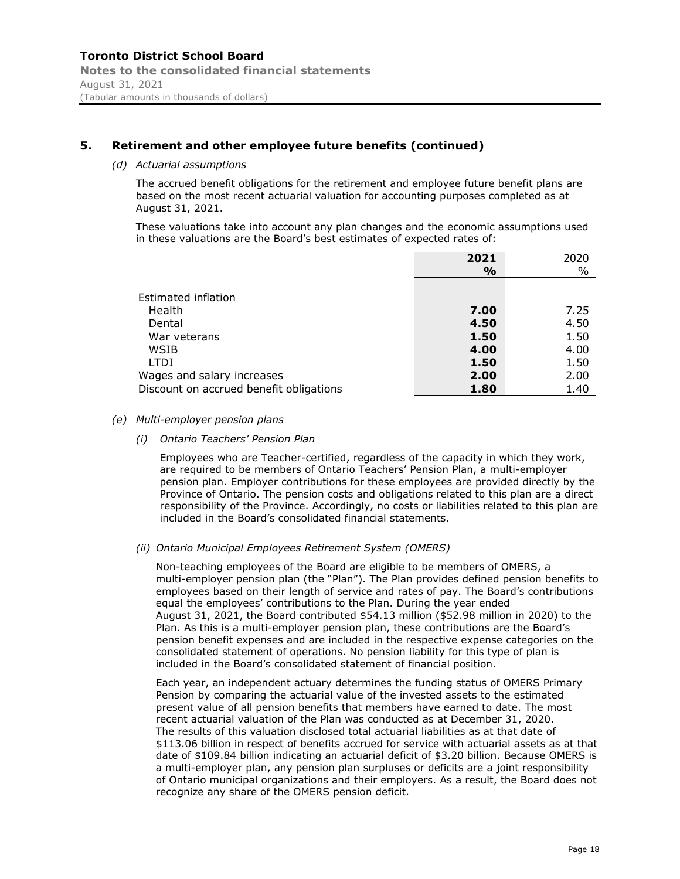## 5. Retirement and other employee future benefits (continued)

*(d) Actuarial assumptions*

The accrued benefit obligations for the retirement and employee future benefit plans are based on the most recent actuarial valuation for accounting purposes completed as at August 31, 2021.

These valuations take into account any plan changes and the economic assumptions used in these valuations are the Board's best estimates of expected rates of:

| | **2021** **%** | 2020 % |
|---|---|---|
| Estimated inflation | | |
| Health | **7.00** | 7.25 |
| Dental | **4.50** | 4.50 |
| War veterans | **1.50** | 1.50 |
| WSIB | **4.00** | 4.00 |
| LTDI | **1.50** | 1.50 |
| Wages and salary increases | **2.00** | 2.00 |
| Discount on accrued benefit obligations | **1.80** | 1.40 |

*(e) Multi-employer pension plans*

*(i) Ontario Teachers' Pension Plan*

Employees who are Teacher-certified, regardless of the capacity in which they work, are required to be members of Ontario Teachers' Pension Plan, a multi-employer pension plan. Employer contributions for these employees are provided directly by the Province of Ontario. The pension costs and obligations related to this plan are a direct responsibility of the Province. Accordingly, no costs or liabilities related to this plan are included in the Board's consolidated financial statements.

*(ii) Ontario Municipal Employees Retirement System (OMERS)*

Non-teaching employees of the Board are eligible to be members of OMERS, a multi-employer pension plan (the "Plan"). The Plan provides defined pension benefits to employees based on their length of service and rates of pay. The Board's contributions equal the employees' contributions to the Plan. During the year ended August 31, 2021, the Board contributed $54.13 million ($52.98 million in 2020) to the Plan. As this is a multi-employer pension plan, these contributions are the Board's pension benefit expenses and are included in the respective expense categories on the consolidated statement of operations. No pension liability for this type of plan is included in the Board's consolidated statement of financial position.

Each year, an independent actuary determines the funding status of OMERS Primary Pension by comparing the actuarial value of the invested assets to the estimated present value of all pension benefits that members have earned to date. The most recent actuarial valuation of the Plan was conducted as at December 31, 2020. The results of this valuation disclosed total actuarial liabilities as at that date of $113.06 billion in respect of benefits accrued for service with actuarial assets as at that date of $109.84 billion indicating an actuarial deficit of $3.20 billion. Because OMERS is a multi-employer plan, any pension plan surpluses or deficits are a joint responsibility of Ontario municipal organizations and their employers. As a result, the Board does not recognize any share of the OMERS pension deficit.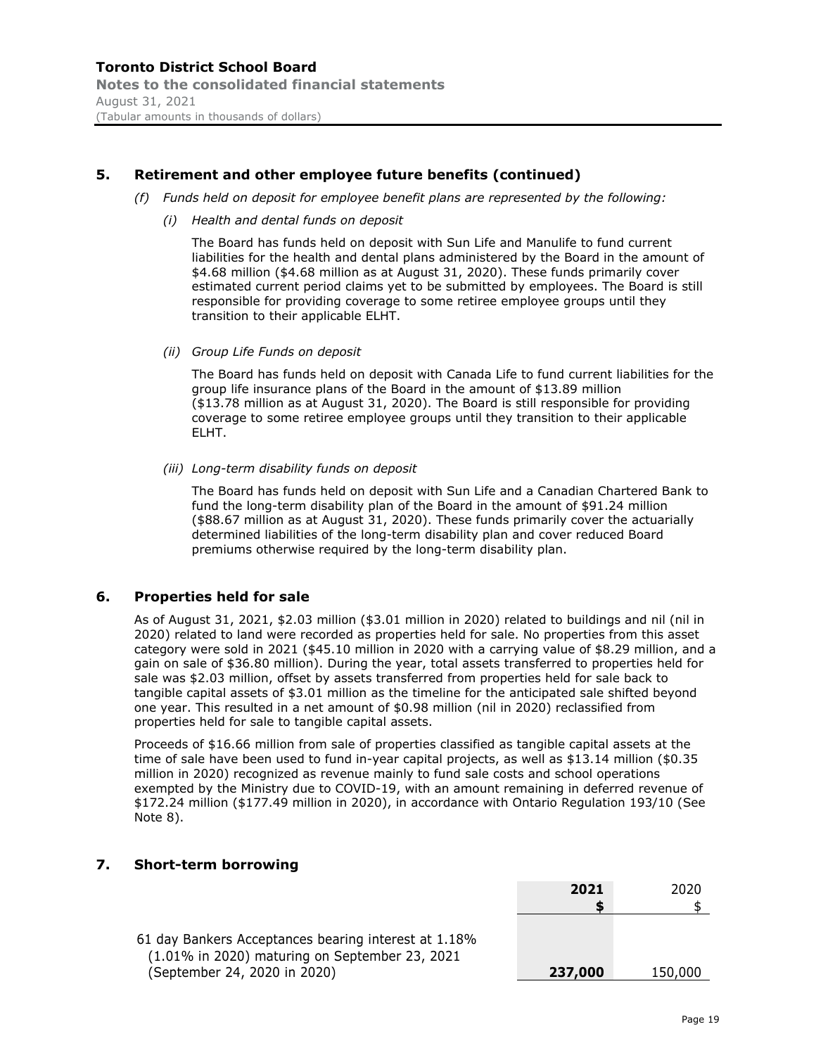## 5. Retirement and other employee future benefits (continued)

*(f) Funds held on deposit for employee benefit plans are represented by the following:*

*(i) Health and dental funds on deposit*

The Board has funds held on deposit with Sun Life and Manulife to fund current liabilities for the health and dental plans administered by the Board in the amount of $4.68 million ($4.68 million as at August 31, 2020). These funds primarily cover estimated current period claims yet to be submitted by employees. The Board is still responsible for providing coverage to some retiree employee groups until they transition to their applicable ELHT.

*(ii) Group Life Funds on deposit*

The Board has funds held on deposit with Canada Life to fund current liabilities for the group life insurance plans of the Board in the amount of $13.89 million ($13.78 million as at August 31, 2020). The Board is still responsible for providing coverage to some retiree employee groups until they transition to their applicable ELHT.

*(iii) Long-term disability funds on deposit*

The Board has funds held on deposit with Sun Life and a Canadian Chartered Bank to fund the long-term disability plan of the Board in the amount of $91.24 million ($88.67 million as at August 31, 2020). These funds primarily cover the actuarially determined liabilities of the long-term disability plan and cover reduced Board premiums otherwise required by the long-term disability plan.

## 6. Properties held for sale

As of August 31, 2021, $2.03 million ($3.01 million in 2020) related to buildings and nil (nil in 2020) related to land were recorded as properties held for sale. No properties from this asset category were sold in 2021 ($45.10 million in 2020 with a carrying value of $8.29 million, and a gain on sale of $36.80 million). During the year, total assets transferred to properties held for sale was $2.03 million, offset by assets transferred from properties held for sale back to tangible capital assets of $3.01 million as the timeline for the anticipated sale shifted beyond one year. This resulted in a net amount of $0.98 million (nil in 2020) reclassified from properties held for sale to tangible capital assets.

Proceeds of $16.66 million from sale of properties classified as tangible capital assets at the time of sale have been used to fund in-year capital projects, as well as $13.14 million ($0.35 million in 2020) recognized as revenue mainly to fund sale costs and school operations exempted by the Ministry due to COVID-19, with an amount remaining in deferred revenue of $172.24 million ($177.49 million in 2020), in accordance with Ontario Regulation 193/10 (See Note 8).

## 7. Short-term borrowing

| | **2021** **$** | 2020 $ |
|---|---|---|
| 61 day Bankers Acceptances bearing interest at 1.18% (1.01% in 2020) maturing on September 23, 2021 (September 24, 2020 in 2020) | **237,000** | 150,000 |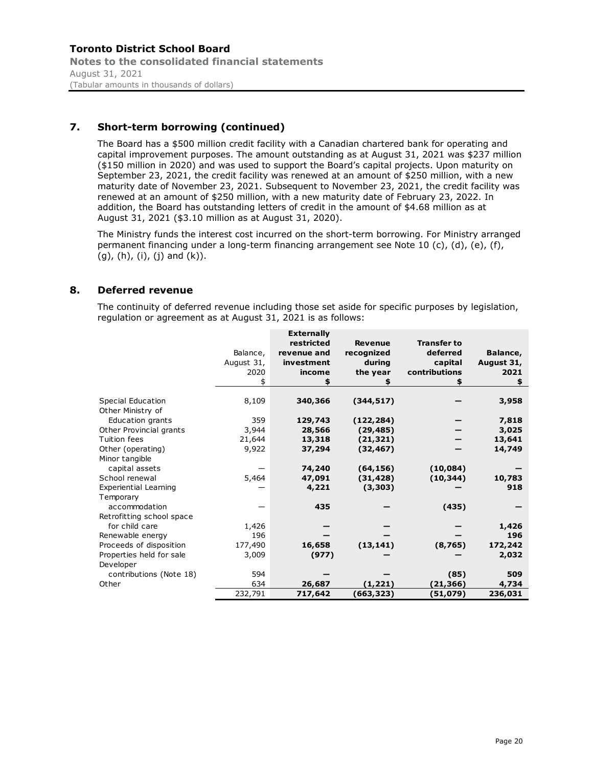## 7. Short-term borrowing (continued)

The Board has a $500 million credit facility with a Canadian chartered bank for operating and capital improvement purposes. The amount outstanding as at August 31, 2021 was $237 million ($150 million in 2020) and was used to support the Board's capital projects. Upon maturity on September 23, 2021, the credit facility was renewed at an amount of $250 million, with a new maturity date of November 23, 2021. Subsequent to November 23, 2021, the credit facility was renewed at an amount of $250 million, with a new maturity date of February 23, 2022. In addition, the Board has outstanding letters of credit in the amount of $4.68 million as at August 31, 2021 ($3.10 million as at August 31, 2020).

The Ministry funds the interest cost incurred on the short-term borrowing. For Ministry arranged permanent financing under a long-term financing arrangement see Note 10 (c), (d), (e), (f), (g), (h), (i), (j) and (k)).

## 8. Deferred revenue

The continuity of deferred revenue including those set aside for specific purposes by legislation, regulation or agreement as at August 31, 2021 is as follows:

| | Balance, August 31, 2020 $ | **Externally restricted revenue and investment income $** | **Revenue recognized during the year $** | **Transfer to deferred capital contributions $** | **Balance, August 31, 2021 $** |
|---|---|---|---|---|---|
| Special Education | 8,109 | **340,366** | **(344,517)** | **—** | **3,958** |
| Other Ministry of Education grants | 359 | **129,743** | **(122,284)** | **—** | **7,818** |
| Other Provincial grants | 3,944 | **28,566** | **(29,485)** | **—** | **3,025** |
| Tuition fees | 21,644 | **13,318** | **(21,321)** | **—** | **13,641** |
| Other (operating) | 9,922 | **37,294** | **(32,467)** | **—** | **14,749** |
| Minor tangible capital assets | — | **74,240** | **(64,156)** | **(10,084)** | **—** |
| School renewal | 5,464 | **47,091** | **(31,428)** | **(10,344)** | **10,783** |
| Experiential Learning | — | **4,221** | **(3,303)** | **—** | **918** |
| Temporary accommodation | — | **435** | **—** | **(435)** | **—** |
| Retrofitting school space for child care | 1,426 | **—** | **—** | **—** | **1,426** |
| Renewable energy | 196 | **—** | **—** | **—** | **196** |
| Proceeds of disposition | 177,490 | **16,658** | **(13,141)** | **(8,765)** | **172,242** |
| Properties held for sale | 3,009 | **(977)** | **—** | **—** | **2,032** |
| Developer contributions (Note 18) | 594 | **—** | **—** | **(85)** | **509** |
| Other | 634 | **26,687** | **(1,221)** | **(21,366)** | **4,734** |
| | 232,791 | **717,642** | **(663,323)** | **(51,079)** | **236,031** |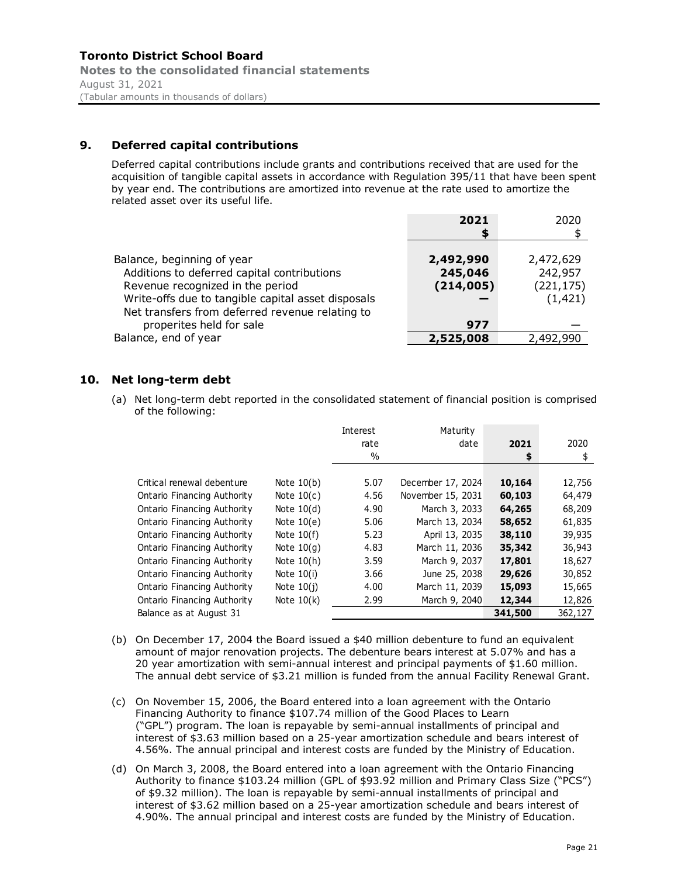## 9. Deferred capital contributions

Deferred capital contributions include grants and contributions received that are used for the acquisition of tangible capital assets in accordance with Regulation 395/11 that have been spent by year end. The contributions are amortized into revenue at the rate used to amortize the related asset over its useful life.

| | 2021<br>$ | 2020<br>$ |
|---|---|---|
| Balance, beginning of year | **2,492,990** | 2,472,629 |
| Additions to deferred capital contributions | **245,046** | 242,957 |
| Revenue recognized in the period | **(214,005)** | (221,175) |
| Write-offs due to tangible capital asset disposals | **—** | (1,421) |
| Net transfers from deferred revenue relating to properites held for sale | **977** | — |
| Balance, end of year | **2,525,008** | 2,492,990 |

## 10. Net long-term debt

(a) Net long-term debt reported in the consolidated statement of financial position is comprised of the following:

| | | Interest rate % | Maturity date | 2021<br>$ | 2020<br>$ |
|---|---|---|---|---|---|
| Critical renewal debenture | Note 10(b) | 5.07 | December 17, 2024 | **10,164** | 12,756 |
| Ontario Financing Authority | Note 10(c) | 4.56 | November 15, 2031 | **60,103** | 64,479 |
| Ontario Financing Authority | Note 10(d) | 4.90 | March 3, 2033 | **64,265** | 68,209 |
| Ontario Financing Authority | Note 10(e) | 5.06 | March 13, 2034 | **58,652** | 61,835 |
| Ontario Financing Authority | Note 10(f) | 5.23 | April 13, 2035 | **38,110** | 39,935 |
| Ontario Financing Authority | Note 10(g) | 4.83 | March 11, 2036 | **35,342** | 36,943 |
| Ontario Financing Authority | Note 10(h) | 3.59 | March 9, 2037 | **17,801** | 18,627 |
| Ontario Financing Authority | Note 10(i) | 3.66 | June 25, 2038 | **29,626** | 30,852 |
| Ontario Financing Authority | Note 10(j) | 4.00 | March 11, 2039 | **15,093** | 15,665 |
| Ontario Financing Authority | Note 10(k) | 2.99 | March 9, 2040 | **12,344** | 12,826 |
| Balance as at August 31 | | | | **341,500** | 362,127 |

(b) On December 17, 2004 the Board issued a $40 million debenture to fund an equivalent amount of major renovation projects. The debenture bears interest at 5.07% and has a 20 year amortization with semi-annual interest and principal payments of $1.60 million. The annual debt service of $3.21 million is funded from the annual Facility Renewal Grant.

(c) On November 15, 2006, the Board entered into a loan agreement with the Ontario Financing Authority to finance $107.74 million of the Good Places to Learn ("GPL") program. The loan is repayable by semi-annual installments of principal and interest of $3.63 million based on a 25-year amortization schedule and bears interest of 4.56%. The annual principal and interest costs are funded by the Ministry of Education.

(d) On March 3, 2008, the Board entered into a loan agreement with the Ontario Financing Authority to finance $103.24 million (GPL of $93.92 million and Primary Class Size ("PCS") of $9.32 million). The loan is repayable by semi-annual installments of principal and interest of $3.62 million based on a 25-year amortization schedule and bears interest of 4.90%. The annual principal and interest costs are funded by the Ministry of Education.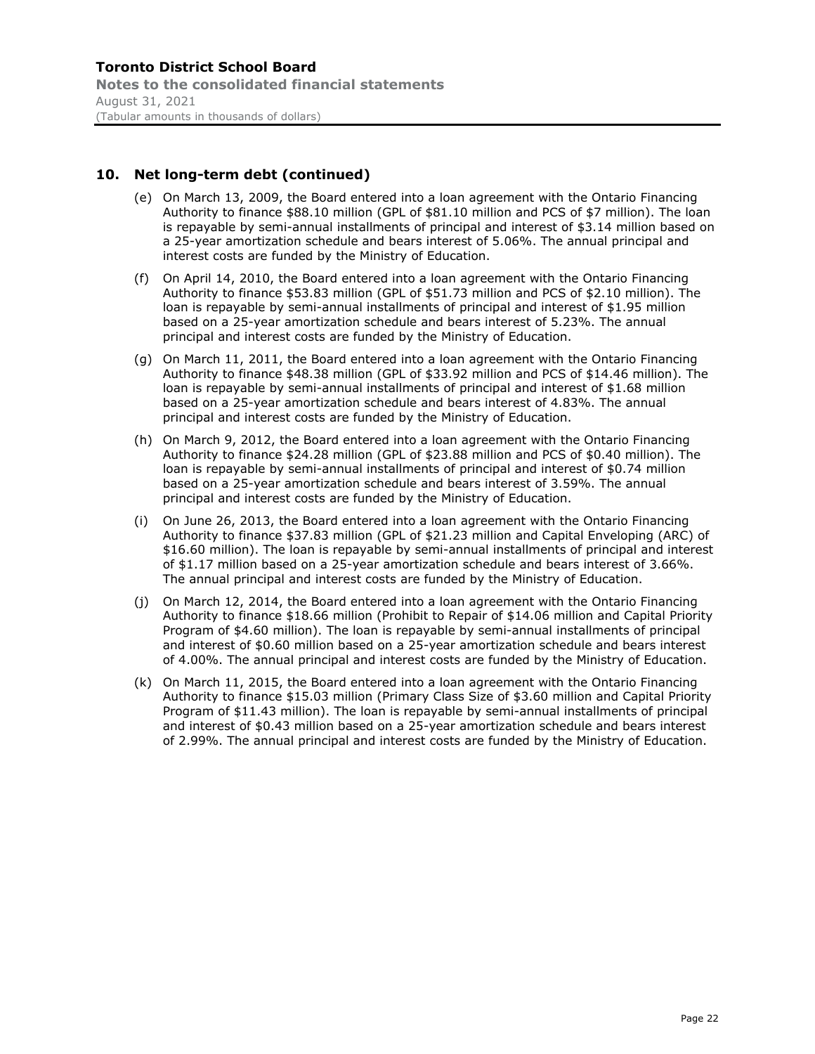## 10. Net long-term debt (continued)

(e) On March 13, 2009, the Board entered into a loan agreement with the Ontario Financing Authority to finance $88.10 million (GPL of $81.10 million and PCS of $7 million). The loan is repayable by semi-annual installments of principal and interest of $3.14 million based on a 25-year amortization schedule and bears interest of 5.06%. The annual principal and interest costs are funded by the Ministry of Education.

(f) On April 14, 2010, the Board entered into a loan agreement with the Ontario Financing Authority to finance $53.83 million (GPL of $51.73 million and PCS of $2.10 million). The loan is repayable by semi-annual installments of principal and interest of $1.95 million based on a 25-year amortization schedule and bears interest of 5.23%. The annual principal and interest costs are funded by the Ministry of Education.

(g) On March 11, 2011, the Board entered into a loan agreement with the Ontario Financing Authority to finance $48.38 million (GPL of $33.92 million and PCS of $14.46 million). The loan is repayable by semi-annual installments of principal and interest of $1.68 million based on a 25-year amortization schedule and bears interest of 4.83%. The annual principal and interest costs are funded by the Ministry of Education.

(h) On March 9, 2012, the Board entered into a loan agreement with the Ontario Financing Authority to finance $24.28 million (GPL of $23.88 million and PCS of $0.40 million). The loan is repayable by semi-annual installments of principal and interest of $0.74 million based on a 25-year amortization schedule and bears interest of 3.59%. The annual principal and interest costs are funded by the Ministry of Education.

(i) On June 26, 2013, the Board entered into a loan agreement with the Ontario Financing Authority to finance $37.83 million (GPL of $21.23 million and Capital Enveloping (ARC) of $16.60 million). The loan is repayable by semi-annual installments of principal and interest of $1.17 million based on a 25-year amortization schedule and bears interest of 3.66%. The annual principal and interest costs are funded by the Ministry of Education.

(j) On March 12, 2014, the Board entered into a loan agreement with the Ontario Financing Authority to finance $18.66 million (Prohibit to Repair of $14.06 million and Capital Priority Program of $4.60 million). The loan is repayable by semi-annual installments of principal and interest of $0.60 million based on a 25-year amortization schedule and bears interest of 4.00%. The annual principal and interest costs are funded by the Ministry of Education.

(k) On March 11, 2015, the Board entered into a loan agreement with the Ontario Financing Authority to finance $15.03 million (Primary Class Size of $3.60 million and Capital Priority Program of $11.43 million). The loan is repayable by semi-annual installments of principal and interest of $0.43 million based on a 25-year amortization schedule and bears interest of 2.99%. The annual principal and interest costs are funded by the Ministry of Education.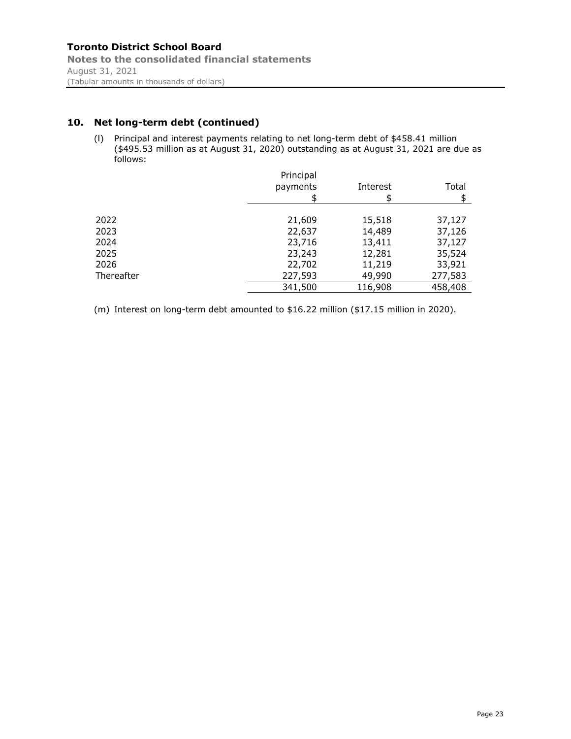## 10. Net long-term debt (continued)

(l) Principal and interest payments relating to net long-term debt of $458.41 million ($495.53 million as at August 31, 2020) outstanding as at August 31, 2021 are due as follows:

| | Principal payments $ | Interest $ | Total $ |
|---|---|---|---|
| 2022 | 21,609 | 15,518 | 37,127 |
| 2023 | 22,637 | 14,489 | 37,126 |
| 2024 | 23,716 | 13,411 | 37,127 |
| 2025 | 23,243 | 12,281 | 35,524 |
| 2026 | 22,702 | 11,219 | 33,921 |
| Thereafter | 227,593 | 49,990 | 277,583 |
| | 341,500 | 116,908 | 458,408 |

(m) Interest on long-term debt amounted to $16.22 million ($17.15 million in 2020).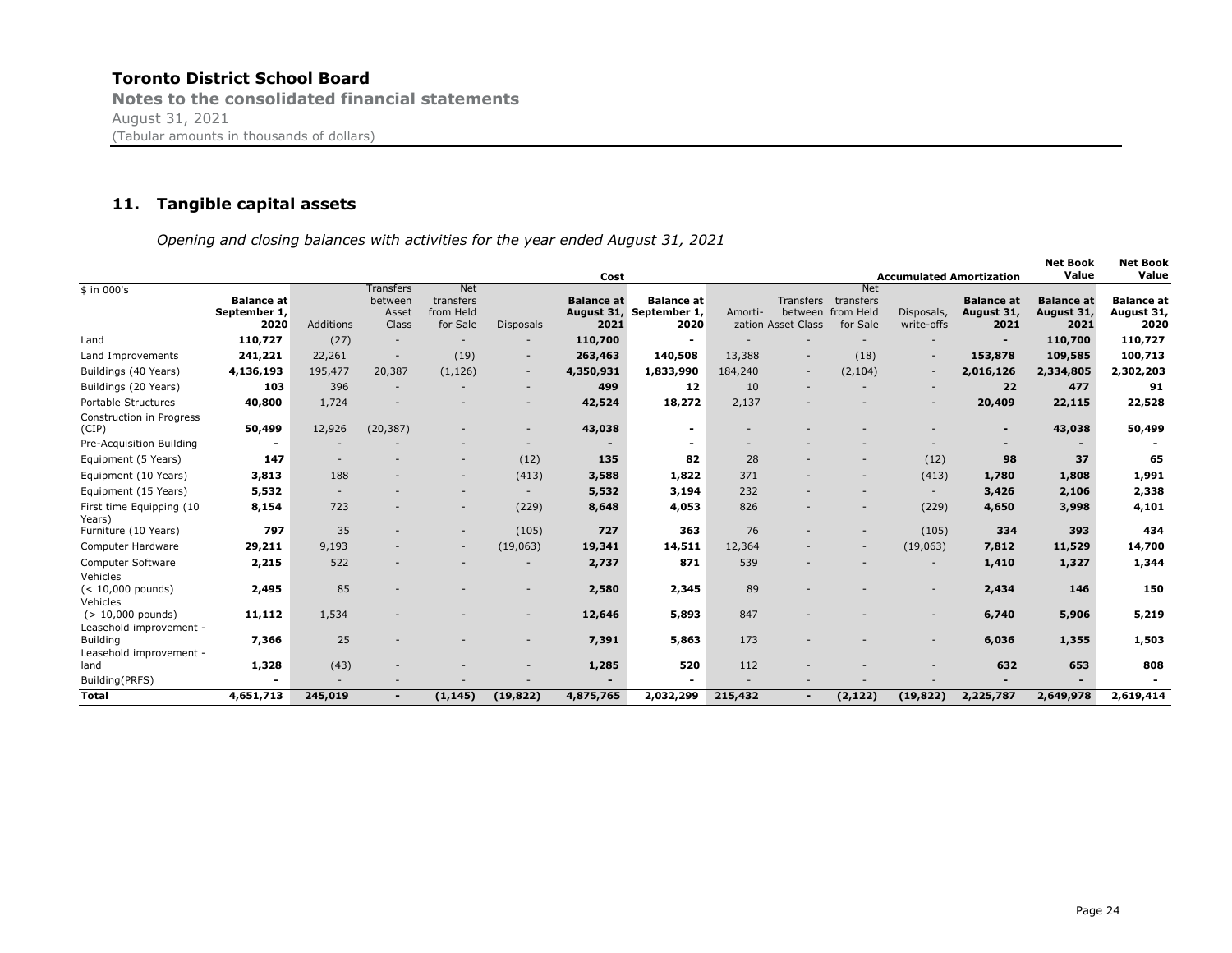**Toronto District School Board**

**Notes to the consolidated financial statements**

August 31, 2021

(Tabular amounts in thousands of dollars)

## 11. Tangible capital assets

*Opening and closing balances with activities for the year ended August 31, 2021*

| $ in 000's | Cost | | | | | | Accumulated Amortization | | | | | | Net Book Value | Net Book Value |
|---|---|---|---|---|---|---|---|---|---|---|---|---|---|---|
| | **Balance at September 1, 2020** | Additions | Transfers between Asset Class | Net transfers from Held for Sale | Disposals | **Balance at August 31, 2021** | **Balance at September 1, 2020** | Amorti-zation | Transfers between Asset Class | Net transfers from Held for Sale | Disposals, write-offs | **Balance at August 31, 2021** | **Balance at August 31, 2021** | **Balance at August 31, 2020** |
| Land | **110,727** | (27) | - | - | - | **110,700** | - | - | - | - | - | - | **110,700** | **110,727** |
| Land Improvements | **241,221** | 22,261 | - | (19) | - | **263,463** | **140,508** | 13,388 | - | (18) | - | **153,878** | **109,585** | **100,713** |
| Buildings (40 Years) | **4,136,193** | 195,477 | 20,387 | (1,126) | - | **4,350,931** | **1,833,990** | 184,240 | - | (2,104) | - | **2,016,126** | **2,334,805** | **2,302,203** |
| Buildings (20 Years) | **103** | 396 | - | - | - | **499** | **12** | 10 | - | - | - | **22** | **477** | **91** |
| Portable Structures | **40,800** | 1,724 | - | - | - | **42,524** | **18,272** | 2,137 | - | - | - | **20,409** | **22,115** | **22,528** |
| Construction in Progress (CIP) | **50,499** | 12,926 | (20,387) | - | - | **43,038** | - | - | - | - | - | - | **43,038** | **50,499** |
| Pre-Acquisition Building | - | - | - | - | - | - | - | - | - | - | - | - | - | - |
| Equipment (5 Years) | **147** | - | - | - | (12) | **135** | **82** | 28 | - | - | (12) | **98** | **37** | **65** |
| Equipment (10 Years) | **3,813** | 188 | - | - | (413) | **3,588** | **1,822** | 371 | - | - | (413) | **1,780** | **1,808** | **1,991** |
| Equipment (15 Years) | **5,532** | - | - | - | - | **5,532** | **3,194** | 232 | - | - | - | **3,426** | **2,106** | **2,338** |
| First time Equipping (10 Years) | **8,154** | 723 | - | - | (229) | **8,648** | **4,053** | 826 | - | - | (229) | **4,650** | **3,998** | **4,101** |
| Furniture (10 Years) | **797** | 35 | - | - | (105) | **727** | **363** | 76 | - | - | (105) | **334** | **393** | **434** |
| Computer Hardware | **29,211** | 9,193 | - | - | (19,063) | **19,341** | **14,511** | 12,364 | - | - | (19,063) | **7,812** | **11,529** | **14,700** |
| Computer Software | **2,215** | 522 | - | - | - | **2,737** | **871** | 539 | - | - | - | **1,410** | **1,327** | **1,344** |
| Vehicles (< 10,000 pounds) | **2,495** | 85 | - | - | - | **2,580** | **2,345** | 89 | - | - | - | **2,434** | **146** | **150** |
| Vehicles (> 10,000 pounds) | **11,112** | 1,534 | - | - | - | **12,646** | **5,893** | 847 | - | - | - | **6,740** | **5,906** | **5,219** |
| Leasehold improvement - Building | **7,366** | 25 | - | - | - | **7,391** | **5,863** | 173 | - | - | - | **6,036** | **1,355** | **1,503** |
| Leasehold improvement - land | **1,328** | (43) | - | - | - | **1,285** | **520** | 112 | - | - | - | **632** | **653** | **808** |
| Building(PRFS) | - | - | - | - | - | - | - | - | - | - | - | - | - | - |
| **Total** | **4,651,713** | **245,019** | **-** | **(1,145)** | **(19,822)** | **4,875,765** | **2,032,299** | **215,432** | **-** | **(2,122)** | **(19,822)** | **2,225,787** | **2,649,978** | **2,619,414** |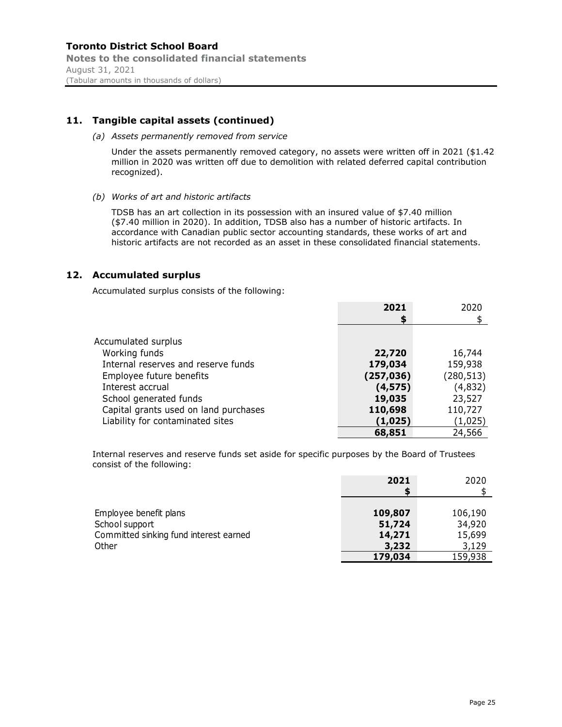## 11. Tangible capital assets (continued)

*(a) Assets permanently removed from service*

Under the assets permanently removed category, no assets were written off in 2021 ($1.42 million in 2020 was written off due to demolition with related deferred capital contribution recognized).

*(b) Works of art and historic artifacts*

TDSB has an art collection in its possession with an insured value of $7.40 million ($7.40 million in 2020). In addition, TDSB also has a number of historic artifacts. In accordance with Canadian public sector accounting standards, these works of art and historic artifacts are not recorded as an asset in these consolidated financial statements.

## 12. Accumulated surplus

Accumulated surplus consists of the following:

| | **2021** | 2020 |
|---|---|---|
| | **$** | $ |
| Accumulated surplus | | |
| Working funds | **22,720** | 16,744 |
| Internal reserves and reserve funds | **179,034** | 159,938 |
| Employee future benefits | **(257,036)** | (280,513) |
| Interest accrual | **(4,575)** | (4,832) |
| School generated funds | **19,035** | 23,527 |
| Capital grants used on land purchases | **110,698** | 110,727 |
| Liability for contaminated sites | **(1,025)** | (1,025) |
| | **68,851** | 24,566 |

Internal reserves and reserve funds set aside for specific purposes by the Board of Trustees consist of the following:

| | **2021** | 2020 |
|---|---|---|
| | **$** | $ |
| Employee benefit plans | **109,807** | 106,190 |
| School support | **51,724** | 34,920 |
| Committed sinking fund interest earned | **14,271** | 15,699 |
| Other | **3,232** | 3,129 |
| | **179,034** | 159,938 |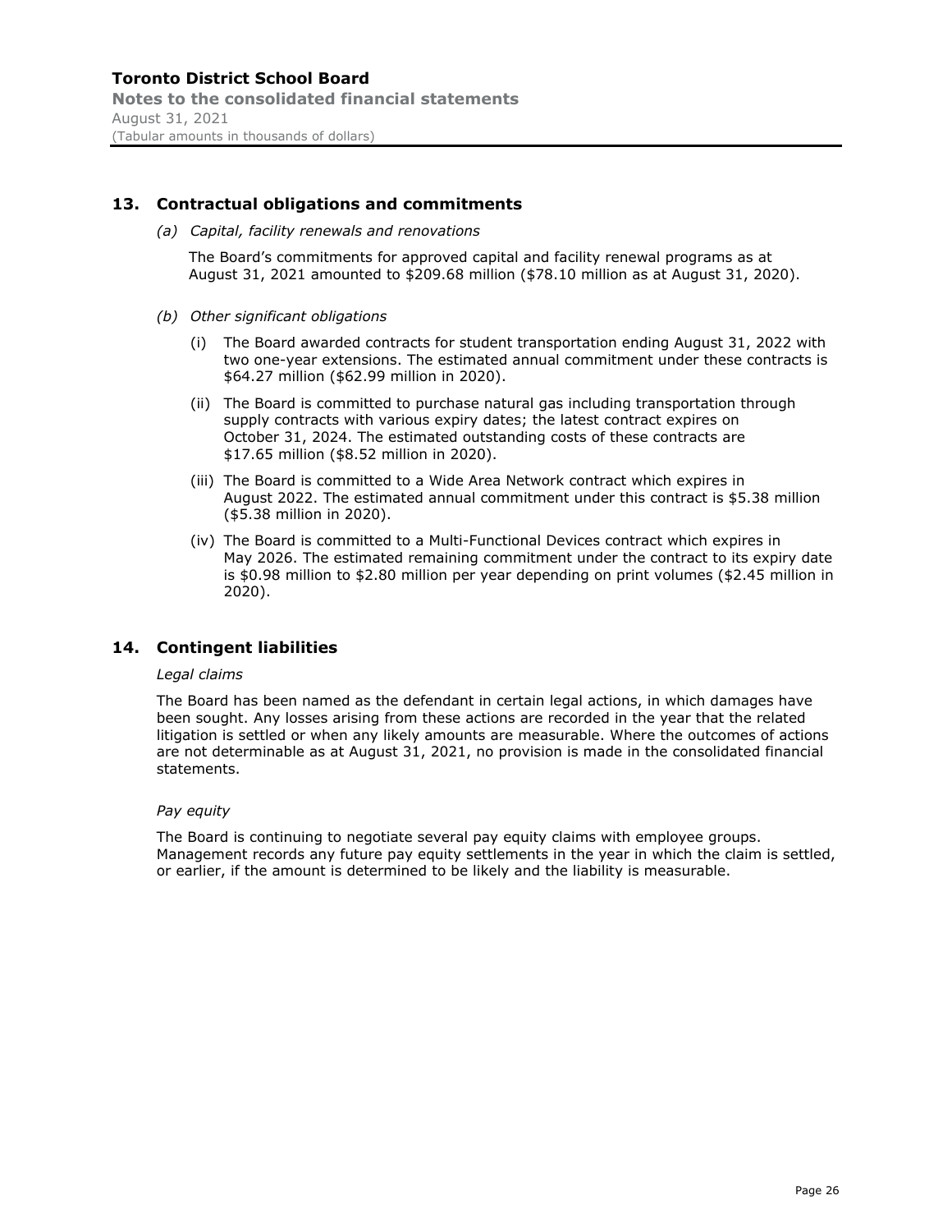## 13. Contractual obligations and commitments

*(a) Capital, facility renewals and renovations*

The Board's commitments for approved capital and facility renewal programs as at August 31, 2021 amounted to $209.68 million ($78.10 million as at August 31, 2020).

*(b) Other significant obligations*

(i) The Board awarded contracts for student transportation ending August 31, 2022 with two one-year extensions. The estimated annual commitment under these contracts is $64.27 million ($62.99 million in 2020).

(ii) The Board is committed to purchase natural gas including transportation through supply contracts with various expiry dates; the latest contract expires on October 31, 2024. The estimated outstanding costs of these contracts are $17.65 million ($8.52 million in 2020).

(iii) The Board is committed to a Wide Area Network contract which expires in August 2022. The estimated annual commitment under this contract is $5.38 million ($5.38 million in 2020).

(iv) The Board is committed to a Multi-Functional Devices contract which expires in May 2026. The estimated remaining commitment under the contract to its expiry date is $0.98 million to $2.80 million per year depending on print volumes ($2.45 million in 2020).

## 14. Contingent liabilities

*Legal claims*

The Board has been named as the defendant in certain legal actions, in which damages have been sought. Any losses arising from these actions are recorded in the year that the related litigation is settled or when any likely amounts are measurable. Where the outcomes of actions are not determinable as at August 31, 2021, no provision is made in the consolidated financial statements.

*Pay equity*

The Board is continuing to negotiate several pay equity claims with employee groups. Management records any future pay equity settlements in the year in which the claim is settled, or earlier, if the amount is determined to be likely and the liability is measurable.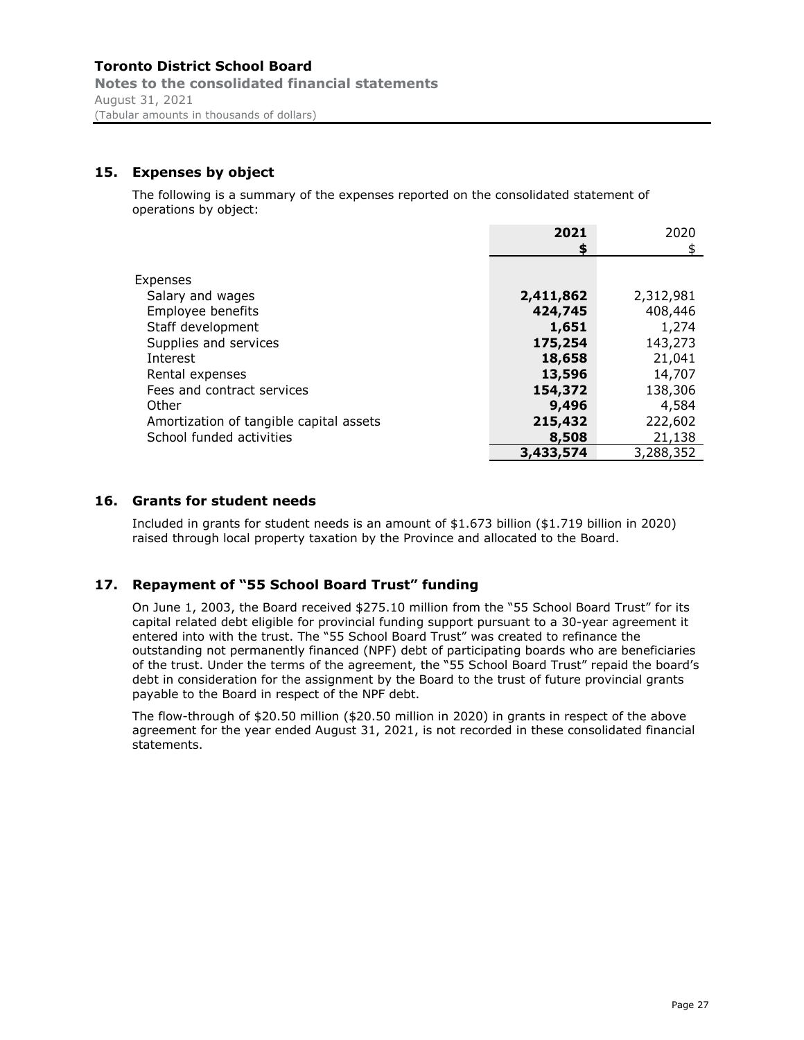## 15. Expenses by object

The following is a summary of the expenses reported on the consolidated statement of operations by object:

| | 2021 $ | 2020 $ |
|---|---|---|
| Expenses | | |
| Salary and wages | **2,411,862** | 2,312,981 |
| Employee benefits | **424,745** | 408,446 |
| Staff development | **1,651** | 1,274 |
| Supplies and services | **175,254** | 143,273 |
| Interest | **18,658** | 21,041 |
| Rental expenses | **13,596** | 14,707 |
| Fees and contract services | **154,372** | 138,306 |
| Other | **9,496** | 4,584 |
| Amortization of tangible capital assets | **215,432** | 222,602 |
| School funded activities | **8,508** | 21,138 |
| | **3,433,574** | 3,288,352 |

## 16. Grants for student needs

Included in grants for student needs is an amount of $1.673 billion ($1.719 billion in 2020) raised through local property taxation by the Province and allocated to the Board.

## 17. Repayment of "55 School Board Trust" funding

On June 1, 2003, the Board received $275.10 million from the "55 School Board Trust" for its capital related debt eligible for provincial funding support pursuant to a 30-year agreement it entered into with the trust. The "55 School Board Trust" was created to refinance the outstanding not permanently financed (NPF) debt of participating boards who are beneficiaries of the trust. Under the terms of the agreement, the "55 School Board Trust" repaid the board's debt in consideration for the assignment by the Board to the trust of future provincial grants payable to the Board in respect of the NPF debt.

The flow-through of $20.50 million ($20.50 million in 2020) in grants in respect of the above agreement for the year ended August 31, 2021, is not recorded in these consolidated financial statements.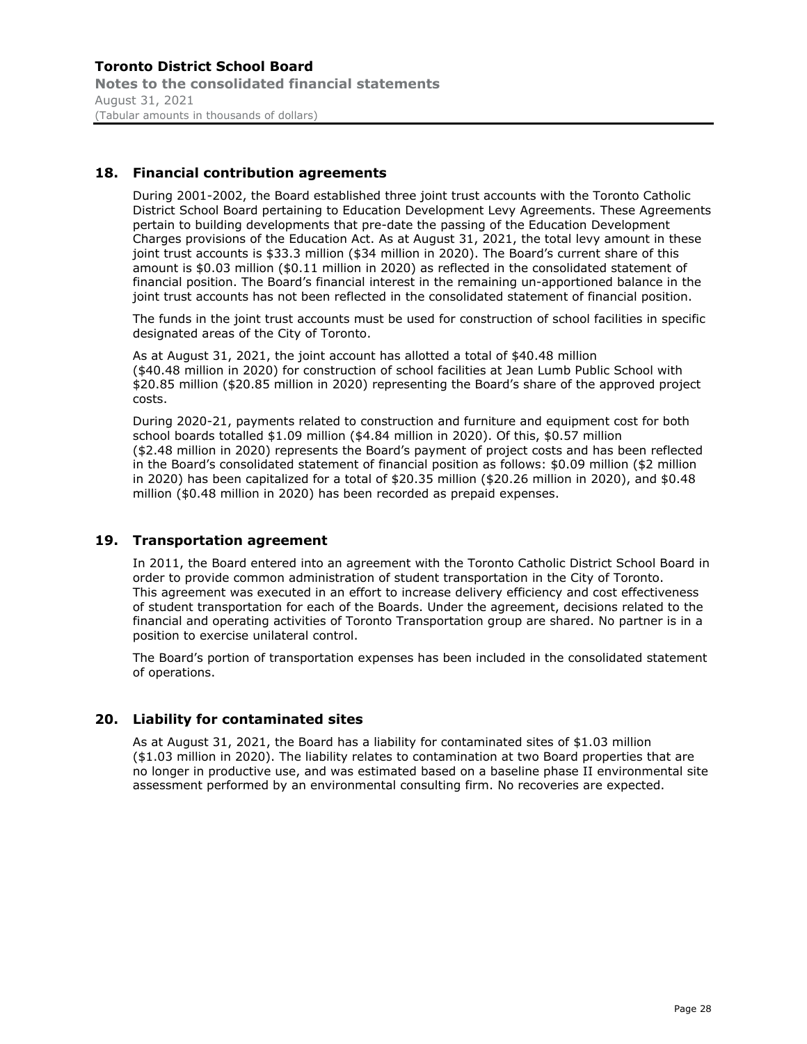## 18. Financial contribution agreements

During 2001-2002, the Board established three joint trust accounts with the Toronto Catholic District School Board pertaining to Education Development Levy Agreements. These Agreements pertain to building developments that pre-date the passing of the Education Development Charges provisions of the Education Act. As at August 31, 2021, the total levy amount in these joint trust accounts is \$33.3 million (\$34 million in 2020). The Board's current share of this amount is \$0.03 million (\$0.11 million in 2020) as reflected in the consolidated statement of financial position. The Board's financial interest in the remaining un-apportioned balance in the joint trust accounts has not been reflected in the consolidated statement of financial position.

The funds in the joint trust accounts must be used for construction of school facilities in specific designated areas of the City of Toronto.

As at August 31, 2021, the joint account has allotted a total of \$40.48 million (\$40.48 million in 2020) for construction of school facilities at Jean Lumb Public School with \$20.85 million (\$20.85 million in 2020) representing the Board's share of the approved project costs.

During 2020-21, payments related to construction and furniture and equipment cost for both school boards totalled \$1.09 million (\$4.84 million in 2020). Of this, \$0.57 million (\$2.48 million in 2020) represents the Board's payment of project costs and has been reflected in the Board's consolidated statement of financial position as follows: \$0.09 million (\$2 million in 2020) has been capitalized for a total of \$20.35 million (\$20.26 million in 2020), and \$0.48 million (\$0.48 million in 2020) has been recorded as prepaid expenses.

## 19. Transportation agreement

In 2011, the Board entered into an agreement with the Toronto Catholic District School Board in order to provide common administration of student transportation in the City of Toronto. This agreement was executed in an effort to increase delivery efficiency and cost effectiveness of student transportation for each of the Boards. Under the agreement, decisions related to the financial and operating activities of Toronto Transportation group are shared. No partner is in a position to exercise unilateral control.

The Board's portion of transportation expenses has been included in the consolidated statement of operations.

## 20. Liability for contaminated sites

As at August 31, 2021, the Board has a liability for contaminated sites of \$1.03 million (\$1.03 million in 2020). The liability relates to contamination at two Board properties that are no longer in productive use, and was estimated based on a baseline phase II environmental site assessment performed by an environmental consulting firm. No recoveries are expected.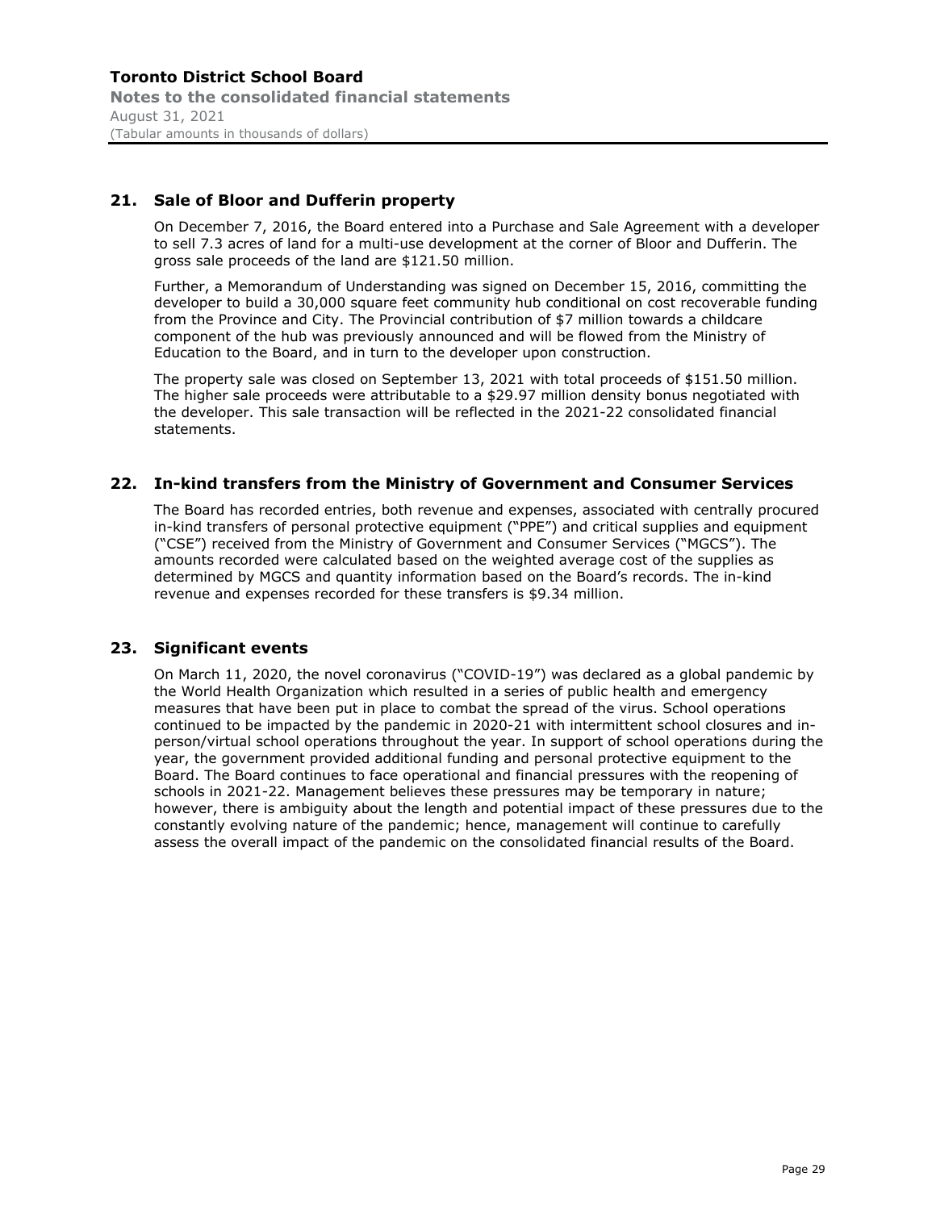## 21. Sale of Bloor and Dufferin property

On December 7, 2016, the Board entered into a Purchase and Sale Agreement with a developer to sell 7.3 acres of land for a multi-use development at the corner of Bloor and Dufferin. The gross sale proceeds of the land are $121.50 million.

Further, a Memorandum of Understanding was signed on December 15, 2016, committing the developer to build a 30,000 square feet community hub conditional on cost recoverable funding from the Province and City. The Provincial contribution of $7 million towards a childcare component of the hub was previously announced and will be flowed from the Ministry of Education to the Board, and in turn to the developer upon construction.

The property sale was closed on September 13, 2021 with total proceeds of $151.50 million. The higher sale proceeds were attributable to a $29.97 million density bonus negotiated with the developer. This sale transaction will be reflected in the 2021-22 consolidated financial statements.

## 22. In-kind transfers from the Ministry of Government and Consumer Services

The Board has recorded entries, both revenue and expenses, associated with centrally procured in-kind transfers of personal protective equipment ("PPE") and critical supplies and equipment ("CSE") received from the Ministry of Government and Consumer Services ("MGCS"). The amounts recorded were calculated based on the weighted average cost of the supplies as determined by MGCS and quantity information based on the Board's records. The in-kind revenue and expenses recorded for these transfers is $9.34 million.

## 23. Significant events

On March 11, 2020, the novel coronavirus ("COVID-19") was declared as a global pandemic by the World Health Organization which resulted in a series of public health and emergency measures that have been put in place to combat the spread of the virus. School operations continued to be impacted by the pandemic in 2020-21 with intermittent school closures and in-person/virtual school operations throughout the year. In support of school operations during the year, the government provided additional funding and personal protective equipment to the Board. The Board continues to face operational and financial pressures with the reopening of schools in 2021-22. Management believes these pressures may be temporary in nature; however, there is ambiguity about the length and potential impact of these pressures due to the constantly evolving nature of the pandemic; hence, management will continue to carefully assess the overall impact of the pandemic on the consolidated financial results of the Board.